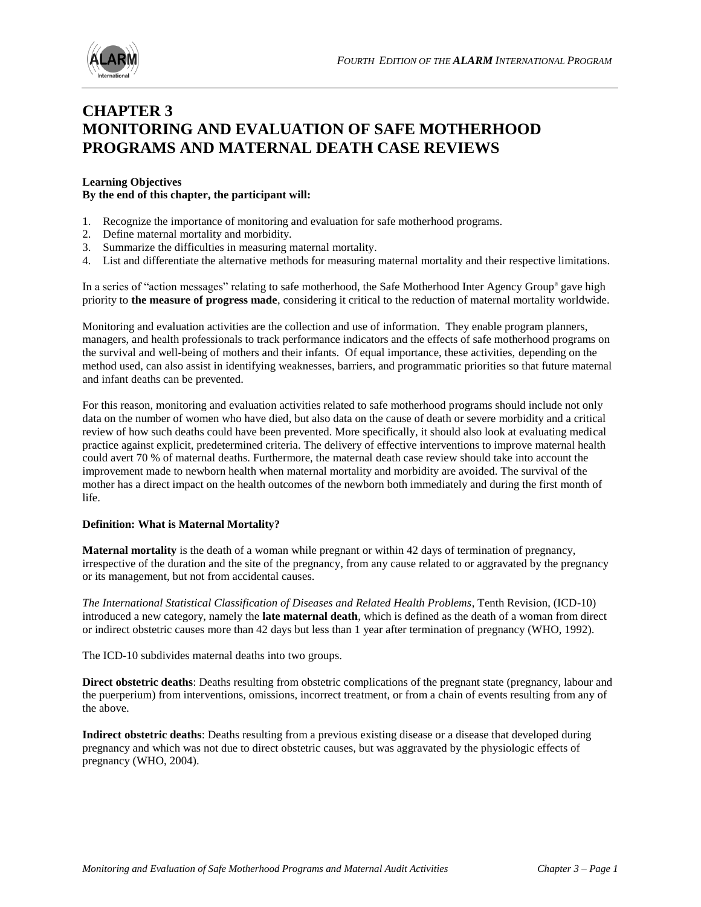# CHAPTER 3
# MONITORING AND EVALUATION OF SAFE MOTHERHOOD PROGRAMS AND MATERNAL DEATH CASE REVIEWS

**Learning Objectives**
**By the end of this chapter, the participant will:**

1. Recognize the importance of monitoring and evaluation for safe motherhood programs.
2. Define maternal mortality and morbidity.
3. Summarize the difficulties in measuring maternal mortality.
4. List and differentiate the alternative methods for measuring maternal mortality and their respective limitations.

In a series of "action messages" relating to safe motherhood, the Safe Motherhood Inter Agency Group[a] gave high priority to **the measure of progress made**, considering it critical to the reduction of maternal mortality worldwide.

Monitoring and evaluation activities are the collection and use of information. They enable program planners, managers, and health professionals to track performance indicators and the effects of safe motherhood programs on the survival and well-being of mothers and their infants. Of equal importance, these activities, depending on the method used, can also assist in identifying weaknesses, barriers, and programmatic priorities so that future maternal and infant deaths can be prevented.

For this reason, monitoring and evaluation activities related to safe motherhood programs should include not only data on the number of women who have died, but also data on the cause of death or severe morbidity and a critical review of how such deaths could have been prevented. More specifically, it should also look at evaluating medical practice against explicit, predetermined criteria. The delivery of effective interventions to improve maternal health could avert 70 % of maternal deaths. Furthermore, the maternal death case review should take into account the improvement made to newborn health when maternal mortality and morbidity are avoided. The survival of the mother has a direct impact on the health outcomes of the newborn both immediately and during the first month of life.

**Definition: What is Maternal Mortality?**

**Maternal mortality** is the death of a woman while pregnant or within 42 days of termination of pregnancy, irrespective of the duration and the site of the pregnancy, from any cause related to or aggravated by the pregnancy or its management, but not from accidental causes.

*The International Statistical Classification of Diseases and Related Health Problems*, Tenth Revision, (ICD-10) introduced a new category, namely the **late maternal death**, which is defined as the death of a woman from direct or indirect obstetric causes more than 42 days but less than 1 year after termination of pregnancy (WHO, 1992).

The ICD-10 subdivides maternal deaths into two groups.

**Direct obstetric deaths**: Deaths resulting from obstetric complications of the pregnant state (pregnancy, labour and the puerperium) from interventions, omissions, incorrect treatment, or from a chain of events resulting from any of the above.

**Indirect obstetric deaths**: Deaths resulting from a previous existing disease or a disease that developed during pregnancy and which was not due to direct obstetric causes, but was aggravated by the physiologic effects of pregnancy (WHO, 2004).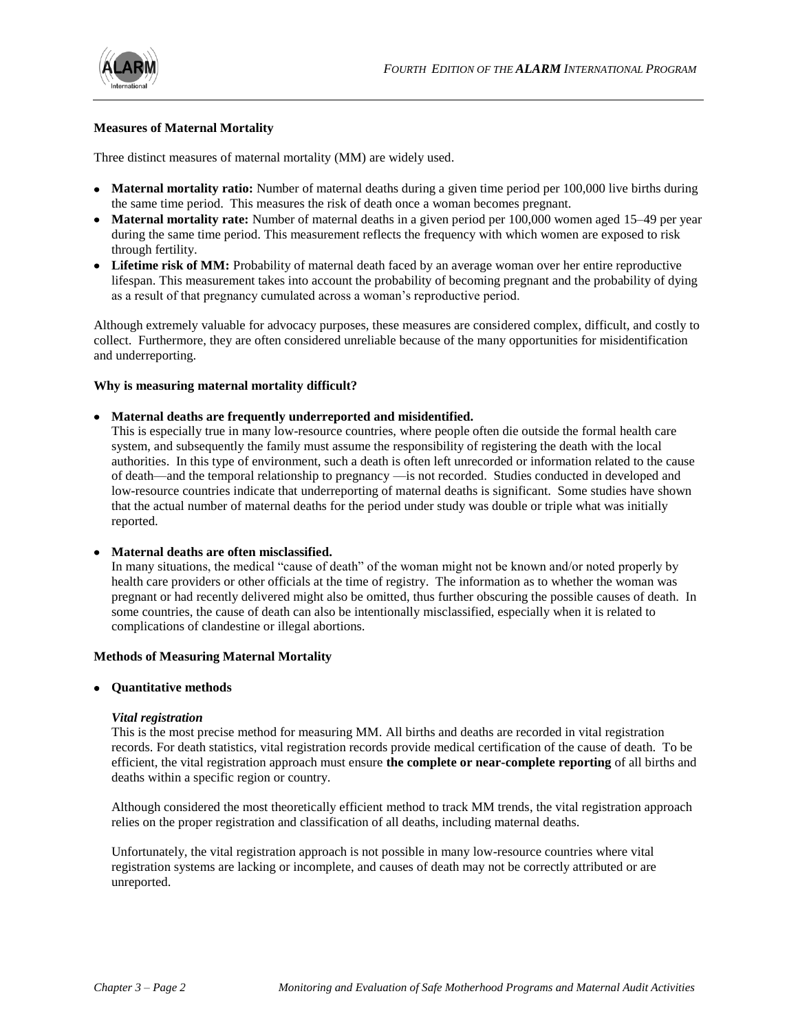**Measures of Maternal Mortality**

Three distinct measures of maternal mortality (MM) are widely used.

- **Maternal mortality ratio:** Number of maternal deaths during a given time period per 100,000 live births during the same time period. This measures the risk of death once a woman becomes pregnant.
- **Maternal mortality rate:** Number of maternal deaths in a given period per 100,000 women aged 15–49 per year during the same time period. This measurement reflects the frequency with which women are exposed to risk through fertility.
- **Lifetime risk of MM:** Probability of maternal death faced by an average woman over her entire reproductive lifespan. This measurement takes into account the probability of becoming pregnant and the probability of dying as a result of that pregnancy cumulated across a woman's reproductive period.

Although extremely valuable for advocacy purposes, these measures are considered complex, difficult, and costly to collect. Furthermore, they are often considered unreliable because of the many opportunities for misidentification and underreporting.

**Why is measuring maternal mortality difficult?**

- **Maternal deaths are frequently underreported and misidentified.**
  This is especially true in many low-resource countries, where people often die outside the formal health care system, and subsequently the family must assume the responsibility of registering the death with the local authorities. In this type of environment, such a death is often left unrecorded or information related to the cause of death—and the temporal relationship to pregnancy —is not recorded. Studies conducted in developed and low-resource countries indicate that underreporting of maternal deaths is significant. Some studies have shown that the actual number of maternal deaths for the period under study was double or triple what was initially reported.

- **Maternal deaths are often misclassified.**
  In many situations, the medical "cause of death" of the woman might not be known and/or noted properly by health care providers or other officials at the time of registry. The information as to whether the woman was pregnant or had recently delivered might also be omitted, thus further obscuring the possible causes of death. In some countries, the cause of death can also be intentionally misclassified, especially when it is related to complications of clandestine or illegal abortions.

**Methods of Measuring Maternal Mortality**

- **Quantitative methods**

  ***Vital registration***
  This is the most precise method for measuring MM. All births and deaths are recorded in vital registration records. For death statistics, vital registration records provide medical certification of the cause of death. To be efficient, the vital registration approach must ensure **the complete or near-complete reporting** of all births and deaths within a specific region or country.

  Although considered the most theoretically efficient method to track MM trends, the vital registration approach relies on the proper registration and classification of all deaths, including maternal deaths.

  Unfortunately, the vital registration approach is not possible in many low-resource countries where vital registration systems are lacking or incomplete, and causes of death may not be correctly attributed or are unreported.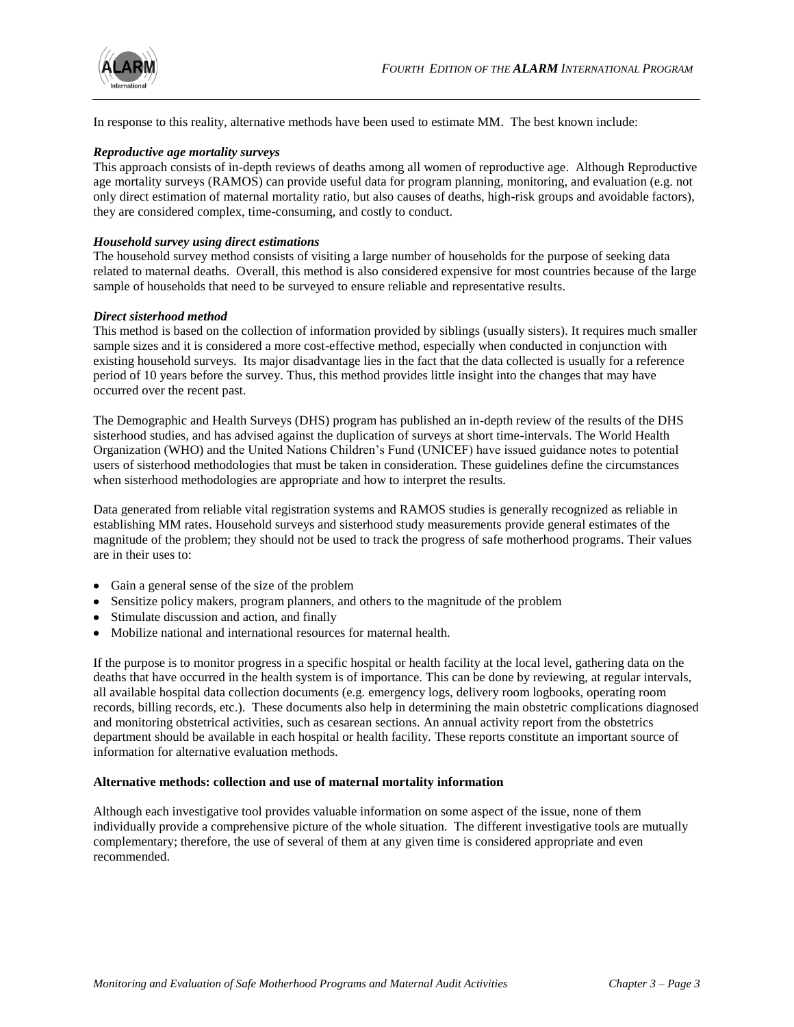In response to this reality, alternative methods have been used to estimate MM. The best known include:

***Reproductive age mortality surveys***

This approach consists of in-depth reviews of deaths among all women of reproductive age. Although Reproductive age mortality surveys (RAMOS) can provide useful data for program planning, monitoring, and evaluation (e.g. not only direct estimation of maternal mortality ratio, but also causes of deaths, high-risk groups and avoidable factors), they are considered complex, time-consuming, and costly to conduct.

***Household survey using direct estimations***

The household survey method consists of visiting a large number of households for the purpose of seeking data related to maternal deaths. Overall, this method is also considered expensive for most countries because of the large sample of households that need to be surveyed to ensure reliable and representative results.

***Direct sisterhood method***

This method is based on the collection of information provided by siblings (usually sisters). It requires much smaller sample sizes and it is considered a more cost-effective method, especially when conducted in conjunction with existing household surveys. Its major disadvantage lies in the fact that the data collected is usually for a reference period of 10 years before the survey. Thus, this method provides little insight into the changes that may have occurred over the recent past.

The Demographic and Health Surveys (DHS) program has published an in-depth review of the results of the DHS sisterhood studies, and has advised against the duplication of surveys at short time-intervals. The World Health Organization (WHO) and the United Nations Children's Fund (UNICEF) have issued guidance notes to potential users of sisterhood methodologies that must be taken in consideration. These guidelines define the circumstances when sisterhood methodologies are appropriate and how to interpret the results.

Data generated from reliable vital registration systems and RAMOS studies is generally recognized as reliable in establishing MM rates. Household surveys and sisterhood study measurements provide general estimates of the magnitude of the problem; they should not be used to track the progress of safe motherhood programs. Their values are in their uses to:

- Gain a general sense of the size of the problem
- Sensitize policy makers, program planners, and others to the magnitude of the problem
- Stimulate discussion and action, and finally
- Mobilize national and international resources for maternal health.

If the purpose is to monitor progress in a specific hospital or health facility at the local level, gathering data on the deaths that have occurred in the health system is of importance. This can be done by reviewing, at regular intervals, all available hospital data collection documents (e.g. emergency logs, delivery room logbooks, operating room records, billing records, etc.). These documents also help in determining the main obstetric complications diagnosed and monitoring obstetrical activities, such as cesarean sections. An annual activity report from the obstetrics department should be available in each hospital or health facility. These reports constitute an important source of information for alternative evaluation methods.

**Alternative methods: collection and use of maternal mortality information**

Although each investigative tool provides valuable information on some aspect of the issue, none of them individually provide a comprehensive picture of the whole situation. The different investigative tools are mutually complementary; therefore, the use of several of them at any given time is considered appropriate and even recommended.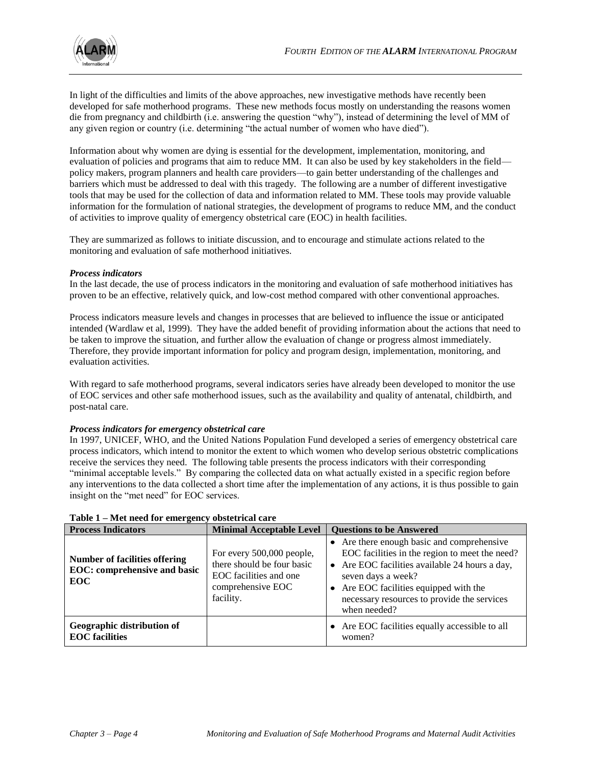In light of the difficulties and limits of the above approaches, new investigative methods have recently been developed for safe motherhood programs. These new methods focus mostly on understanding the reasons women die from pregnancy and childbirth (i.e. answering the question "why"), instead of determining the level of MM of any given region or country (i.e. determining "the actual number of women who have died").

Information about why women are dying is essential for the development, implementation, monitoring, and evaluation of policies and programs that aim to reduce MM. It can also be used by key stakeholders in the field—policy makers, program planners and health care providers—to gain better understanding of the challenges and barriers which must be addressed to deal with this tragedy. The following are a number of different investigative tools that may be used for the collection of data and information related to MM. These tools may provide valuable information for the formulation of national strategies, the development of programs to reduce MM, and the conduct of activities to improve quality of emergency obstetrical care (EOC) in health facilities.

They are summarized as follows to initiate discussion, and to encourage and stimulate actions related to the monitoring and evaluation of safe motherhood initiatives.

***Process indicators***

In the last decade, the use of process indicators in the monitoring and evaluation of safe motherhood initiatives has proven to be an effective, relatively quick, and low-cost method compared with other conventional approaches.

Process indicators measure levels and changes in processes that are believed to influence the issue or anticipated intended (Wardlaw et al, 1999). They have the added benefit of providing information about the actions that need to be taken to improve the situation, and further allow the evaluation of change or progress almost immediately. Therefore, they provide important information for policy and program design, implementation, monitoring, and evaluation activities.

With regard to safe motherhood programs, several indicators series have already been developed to monitor the use of EOC services and other safe motherhood issues, such as the availability and quality of antenatal, childbirth, and post-natal care.

***Process indicators for emergency obstetrical care***

In 1997, UNICEF, WHO, and the United Nations Population Fund developed a series of emergency obstetrical care process indicators, which intend to monitor the extent to which women who develop serious obstetric complications receive the services they need. The following table presents the process indicators with their corresponding "minimal acceptable levels." By comparing the collected data on what actually existed in a specific region before any interventions to the data collected a short time after the implementation of any actions, it is thus possible to gain insight on the "met need" for EOC services.

**Table 1 – Met need for emergency obstetrical care**

| Process Indicators | Minimal Acceptable Level | Questions to be Answered |
|---|---|---|
| **Number of facilities offering EOC: comprehensive and basic EOC** | For every 500,000 people, there should be four basic EOC facilities and one comprehensive EOC facility. | • Are there enough basic and comprehensive EOC facilities in the region to meet the need?<br>• Are EOC facilities available 24 hours a day, seven days a week?<br>• Are EOC facilities equipped with the necessary resources to provide the services when needed? |
| **Geographic distribution of EOC facilities** | | • Are EOC facilities equally accessible to all women? |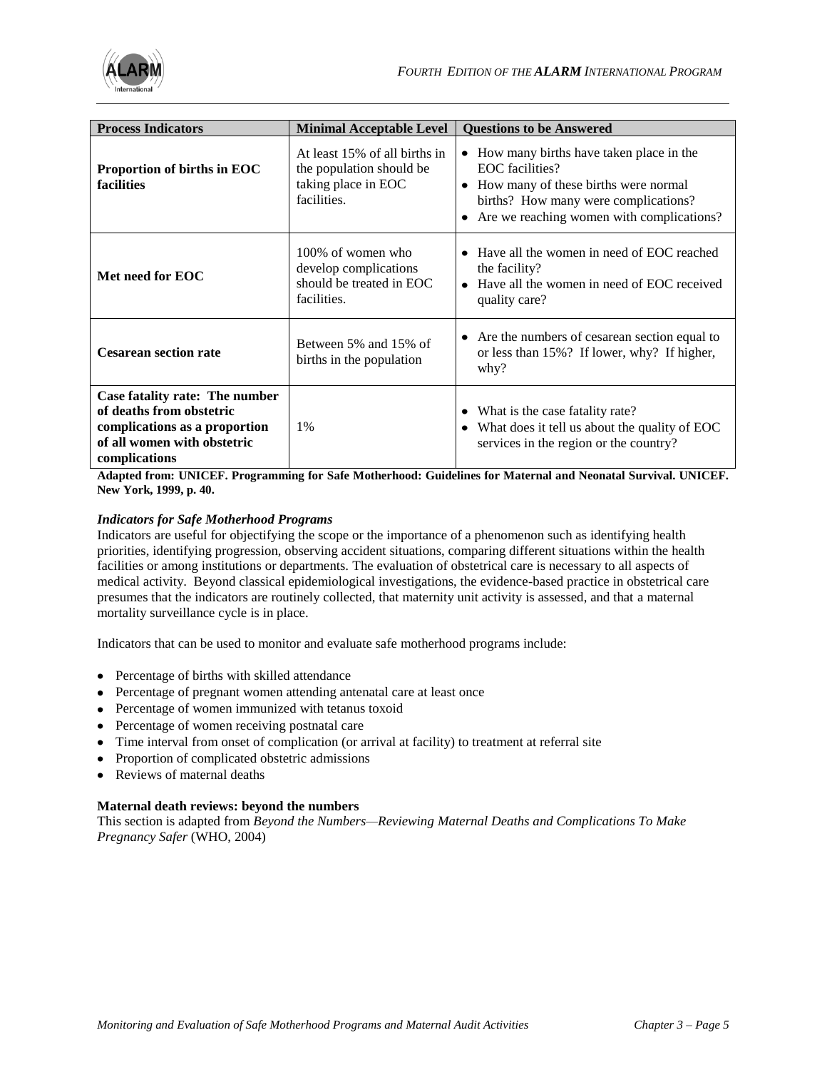| Process Indicators | Minimal Acceptable Level | Questions to be Answered |
|---|---|---|
| **Proportion of births in EOC facilities** | At least 15% of all births in the population should be taking place in EOC facilities. | • How many births have taken place in the EOC facilities?<br>• How many of these births were normal births? How many were complications?<br>• Are we reaching women with complications? |
| **Met need for EOC** | 100% of women who develop complications should be treated in EOC facilities. | • Have all the women in need of EOC reached the facility?<br>• Have all the women in need of EOC received quality care? |
| **Cesarean section rate** | Between 5% and 15% of births in the population | • Are the numbers of cesarean section equal to or less than 15%? If lower, why? If higher, why? |
| **Case fatality rate: The number of deaths from obstetric complications as a proportion of all women with obstetric complications** | 1% | • What is the case fatality rate?<br>• What does it tell us about the quality of EOC services in the region or the country? |

**Adapted from: UNICEF. Programming for Safe Motherhood: Guidelines for Maternal and Neonatal Survival. UNICEF. New York, 1999, p. 40.**

***Indicators for Safe Motherhood Programs***

Indicators are useful for objectifying the scope or the importance of a phenomenon such as identifying health priorities, identifying progression, observing accident situations, comparing different situations within the health facilities or among institutions or departments. The evaluation of obstetrical care is necessary to all aspects of medical activity. Beyond classical epidemiological investigations, the evidence-based practice in obstetrical care presumes that the indicators are routinely collected, that maternity unit activity is assessed, and that a maternal mortality surveillance cycle is in place.

Indicators that can be used to monitor and evaluate safe motherhood programs include:

- Percentage of births with skilled attendance
- Percentage of pregnant women attending antenatal care at least once
- Percentage of women immunized with tetanus toxoid
- Percentage of women receiving postnatal care
- Time interval from onset of complication (or arrival at facility) to treatment at referral site
- Proportion of complicated obstetric admissions
- Reviews of maternal deaths

**Maternal death reviews: beyond the numbers**

This section is adapted from *Beyond the Numbers—Reviewing Maternal Deaths and Complications To Make Pregnancy Safer* (WHO, 2004)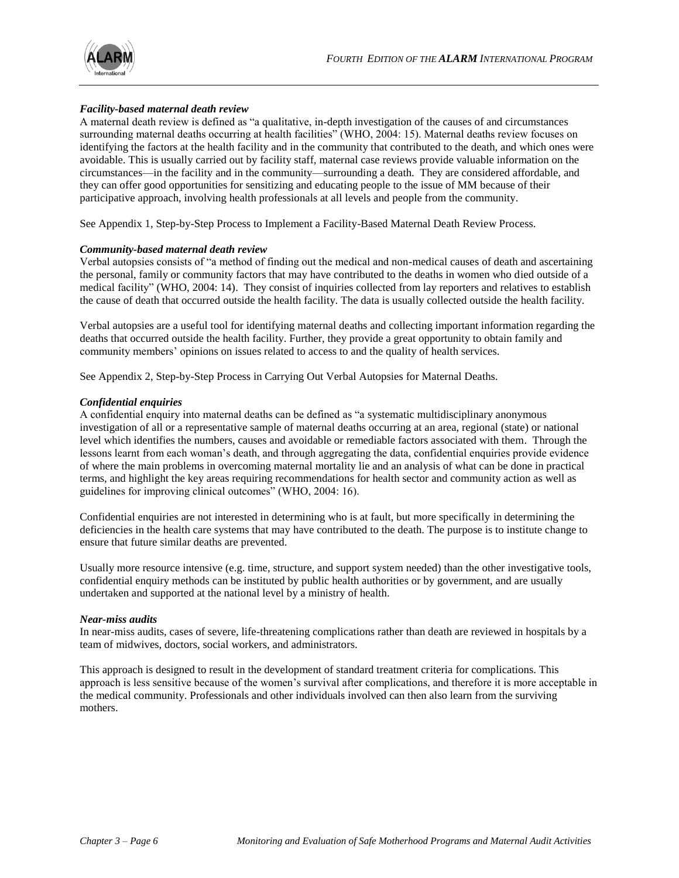***Facility-based maternal death review***
A maternal death review is defined as "a qualitative, in-depth investigation of the causes of and circumstances surrounding maternal deaths occurring at health facilities" (WHO, 2004: 15). Maternal deaths review focuses on identifying the factors at the health facility and in the community that contributed to the death, and which ones were avoidable. This is usually carried out by facility staff, maternal case reviews provide valuable information on the circumstances—in the facility and in the community—surrounding a death. They are considered affordable, and they can offer good opportunities for sensitizing and educating people to the issue of MM because of their participative approach, involving health professionals at all levels and people from the community.

See Appendix 1, Step-by-Step Process to Implement a Facility-Based Maternal Death Review Process.

***Community-based maternal death review***
Verbal autopsies consists of "a method of finding out the medical and non-medical causes of death and ascertaining the personal, family or community factors that may have contributed to the deaths in women who died outside of a medical facility" (WHO, 2004: 14). They consist of inquiries collected from lay reporters and relatives to establish the cause of death that occurred outside the health facility. The data is usually collected outside the health facility.

Verbal autopsies are a useful tool for identifying maternal deaths and collecting important information regarding the deaths that occurred outside the health facility. Further, they provide a great opportunity to obtain family and community members' opinions on issues related to access to and the quality of health services.

See Appendix 2, Step-by-Step Process in Carrying Out Verbal Autopsies for Maternal Deaths.

***Confidential enquiries***
A confidential enquiry into maternal deaths can be defined as "a systematic multidisciplinary anonymous investigation of all or a representative sample of maternal deaths occurring at an area, regional (state) or national level which identifies the numbers, causes and avoidable or remediable factors associated with them. Through the lessons learnt from each woman's death, and through aggregating the data, confidential enquiries provide evidence of where the main problems in overcoming maternal mortality lie and an analysis of what can be done in practical terms, and highlight the key areas requiring recommendations for health sector and community action as well as guidelines for improving clinical outcomes" (WHO, 2004: 16).

Confidential enquiries are not interested in determining who is at fault, but more specifically in determining the deficiencies in the health care systems that may have contributed to the death. The purpose is to institute change to ensure that future similar deaths are prevented.

Usually more resource intensive (e.g. time, structure, and support system needed) than the other investigative tools, confidential enquiry methods can be instituted by public health authorities or by government, and are usually undertaken and supported at the national level by a ministry of health.

***Near-miss audits***
In near-miss audits, cases of severe, life-threatening complications rather than death are reviewed in hospitals by a team of midwives, doctors, social workers, and administrators.

This approach is designed to result in the development of standard treatment criteria for complications. This approach is less sensitive because of the women's survival after complications, and therefore it is more acceptable in the medical community. Professionals and other individuals involved can then also learn from the surviving mothers.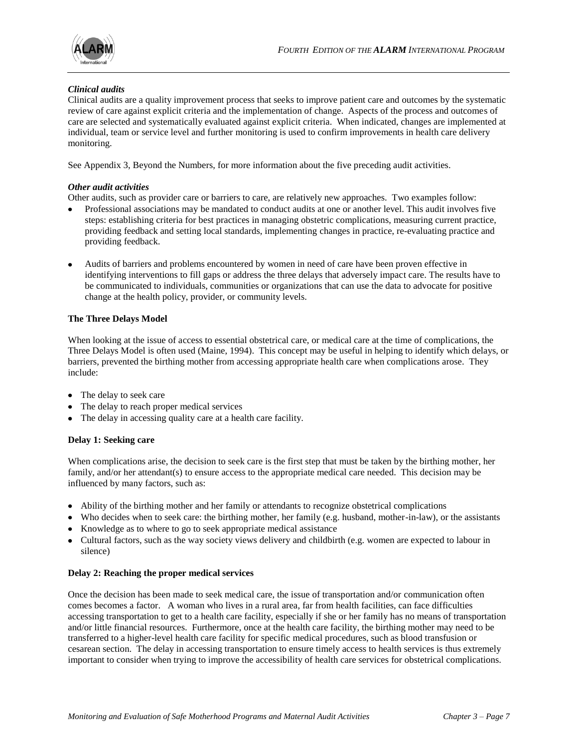***Clinical audits***

Clinical audits are a quality improvement process that seeks to improve patient care and outcomes by the systematic review of care against explicit criteria and the implementation of change. Aspects of the process and outcomes of care are selected and systematically evaluated against explicit criteria. When indicated, changes are implemented at individual, team or service level and further monitoring is used to confirm improvements in health care delivery monitoring.

See Appendix 3, Beyond the Numbers, for more information about the five preceding audit activities.

***Other audit activities***

Other audits, such as provider care or barriers to care, are relatively new approaches. Two examples follow:

- Professional associations may be mandated to conduct audits at one or another level. This audit involves five steps: establishing criteria for best practices in managing obstetric complications, measuring current practice, providing feedback and setting local standards, implementing changes in practice, re-evaluating practice and providing feedback.
- Audits of barriers and problems encountered by women in need of care have been proven effective in identifying interventions to fill gaps or address the three delays that adversely impact care. The results have to be communicated to individuals, communities or organizations that can use the data to advocate for positive change at the health policy, provider, or community levels.

**The Three Delays Model**

When looking at the issue of access to essential obstetrical care, or medical care at the time of complications, the Three Delays Model is often used (Maine, 1994). This concept may be useful in helping to identify which delays, or barriers, prevented the birthing mother from accessing appropriate health care when complications arose. They include:

- The delay to seek care
- The delay to reach proper medical services
- The delay in accessing quality care at a health care facility.

**Delay 1: Seeking care**

When complications arise, the decision to seek care is the first step that must be taken by the birthing mother, her family, and/or her attendant(s) to ensure access to the appropriate medical care needed. This decision may be influenced by many factors, such as:

- Ability of the birthing mother and her family or attendants to recognize obstetrical complications
- Who decides when to seek care: the birthing mother, her family (e.g. husband, mother-in-law), or the assistants
- Knowledge as to where to go to seek appropriate medical assistance
- Cultural factors, such as the way society views delivery and childbirth (e.g. women are expected to labour in silence)

**Delay 2: Reaching the proper medical services**

Once the decision has been made to seek medical care, the issue of transportation and/or communication often comes becomes a factor. A woman who lives in a rural area, far from health facilities, can face difficulties accessing transportation to get to a health care facility, especially if she or her family has no means of transportation and/or little financial resources. Furthermore, once at the health care facility, the birthing mother may need to be transferred to a higher-level health care facility for specific medical procedures, such as blood transfusion or cesarean section. The delay in accessing transportation to ensure timely access to health services is thus extremely important to consider when trying to improve the accessibility of health care services for obstetrical complications.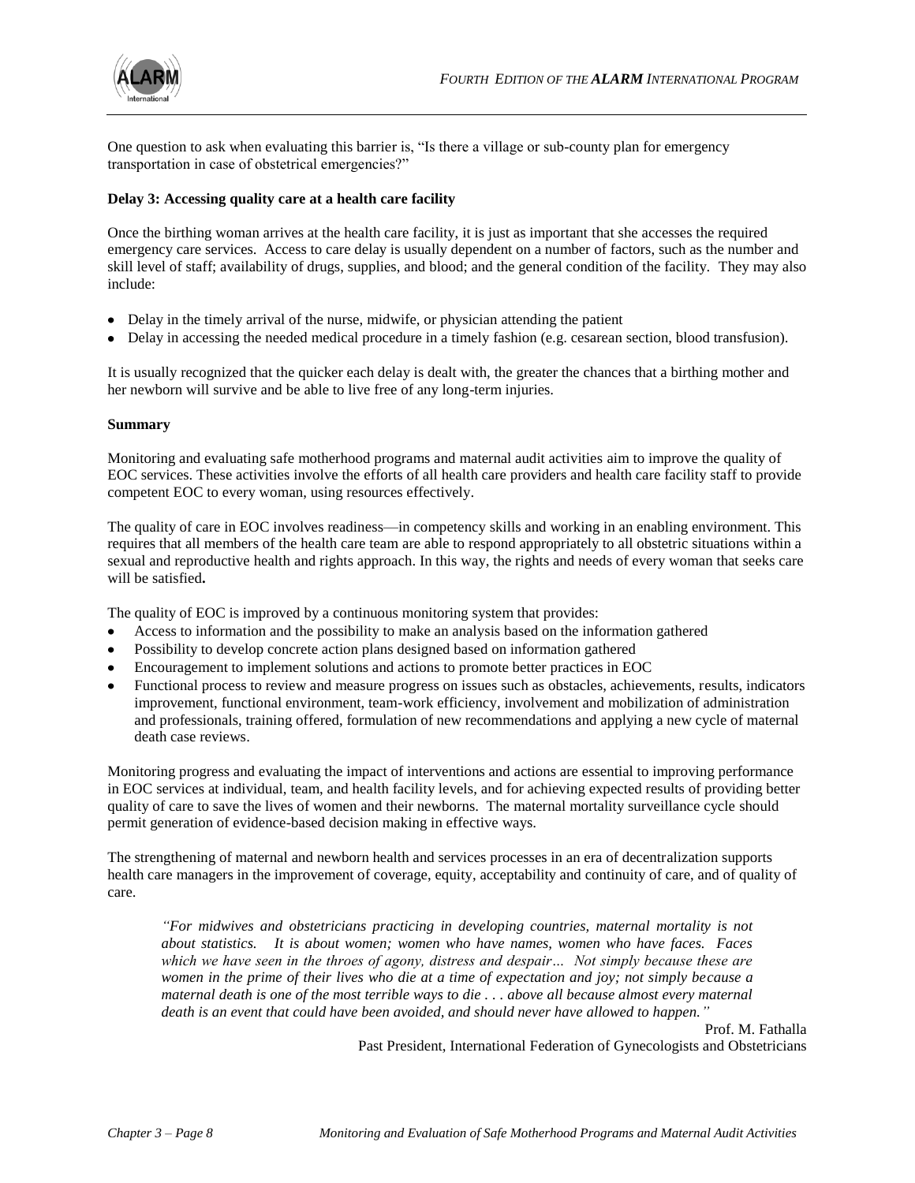One question to ask when evaluating this barrier is, "Is there a village or sub-county plan for emergency transportation in case of obstetrical emergencies?"

**Delay 3: Accessing quality care at a health care facility**

Once the birthing woman arrives at the health care facility, it is just as important that she accesses the required emergency care services. Access to care delay is usually dependent on a number of factors, such as the number and skill level of staff; availability of drugs, supplies, and blood; and the general condition of the facility. They may also include:

- Delay in the timely arrival of the nurse, midwife, or physician attending the patient
- Delay in accessing the needed medical procedure in a timely fashion (e.g. cesarean section, blood transfusion).

It is usually recognized that the quicker each delay is dealt with, the greater the chances that a birthing mother and her newborn will survive and be able to live free of any long-term injuries.

**Summary**

Monitoring and evaluating safe motherhood programs and maternal audit activities aim to improve the quality of EOC services. These activities involve the efforts of all health care providers and health care facility staff to provide competent EOC to every woman, using resources effectively.

The quality of care in EOC involves readiness—in competency skills and working in an enabling environment. This requires that all members of the health care team are able to respond appropriately to all obstetric situations within a sexual and reproductive health and rights approach. In this way, the rights and needs of every woman that seeks care will be satisfied**.**

The quality of EOC is improved by a continuous monitoring system that provides:

- Access to information and the possibility to make an analysis based on the information gathered
- Possibility to develop concrete action plans designed based on information gathered
- Encouragement to implement solutions and actions to promote better practices in EOC
- Functional process to review and measure progress on issues such as obstacles, achievements, results, indicators improvement, functional environment, team-work efficiency, involvement and mobilization of administration and professionals, training offered, formulation of new recommendations and applying a new cycle of maternal death case reviews.

Monitoring progress and evaluating the impact of interventions and actions are essential to improving performance in EOC services at individual, team, and health facility levels, and for achieving expected results of providing better quality of care to save the lives of women and their newborns. The maternal mortality surveillance cycle should permit generation of evidence-based decision making in effective ways.

The strengthening of maternal and newborn health and services processes in an era of decentralization supports health care managers in the improvement of coverage, equity, acceptability and continuity of care, and of quality of care.

> *"For midwives and obstetricians practicing in developing countries, maternal mortality is not about statistics. It is about women; women who have names, women who have faces. Faces which we have seen in the throes of agony, distress and despair… Not simply because these are women in the prime of their lives who die at a time of expectation and joy; not simply because a maternal death is one of the most terrible ways to die . . . above all because almost every maternal death is an event that could have been avoided, and should never have allowed to happen."*
>
> Prof. M. Fathalla
> Past President, International Federation of Gynecologists and Obstetricians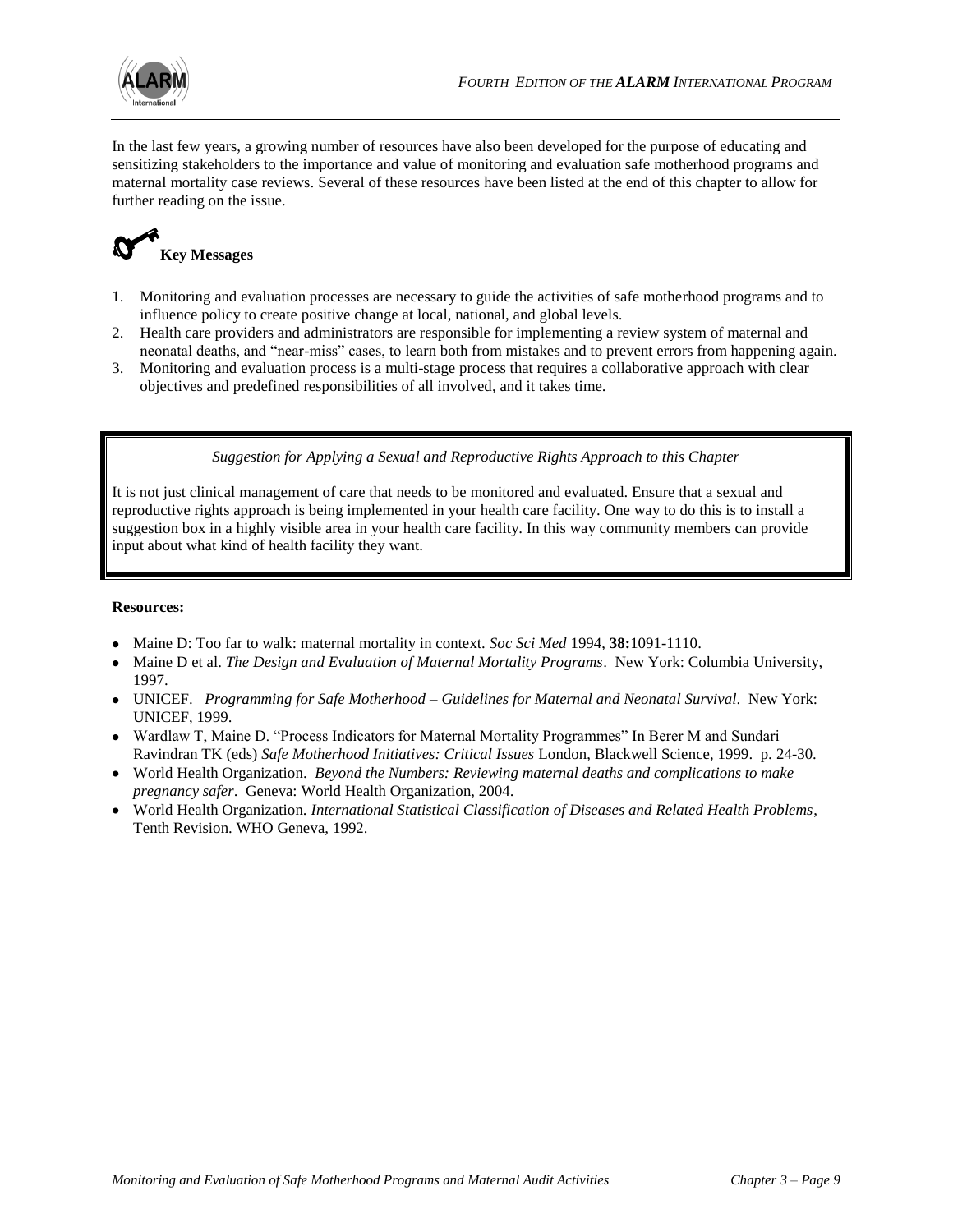In the last few years, a growing number of resources have also been developed for the purpose of educating and sensitizing stakeholders to the importance and value of monitoring and evaluation safe motherhood programs and maternal mortality case reviews. Several of these resources have been listed at the end of this chapter to allow for further reading on the issue.

## Key Messages

1. Monitoring and evaluation processes are necessary to guide the activities of safe motherhood programs and to influence policy to create positive change at local, national, and global levels.
2. Health care providers and administrators are responsible for implementing a review system of maternal and neonatal deaths, and "near-miss" cases, to learn both from mistakes and to prevent errors from happening again.
3. Monitoring and evaluation process is a multi-stage process that requires a collaborative approach with clear objectives and predefined responsibilities of all involved, and it takes time.

*Suggestion for Applying a Sexual and Reproductive Rights Approach to this Chapter*

It is not just clinical management of care that needs to be monitored and evaluated. Ensure that a sexual and reproductive rights approach is being implemented in your health care facility. One way to do this is to install a suggestion box in a highly visible area in your health care facility. In this way community members can provide input about what kind of health facility they want.

**Resources:**

- Maine D: Too far to walk: maternal mortality in context. *Soc Sci Med* 1994, **38:**1091-1110.
- Maine D et al. *The Design and Evaluation of Maternal Mortality Programs*. New York: Columbia University, 1997.
- UNICEF. *Programming for Safe Motherhood – Guidelines for Maternal and Neonatal Survival*. New York: UNICEF, 1999.
- Wardlaw T, Maine D. "Process Indicators for Maternal Mortality Programmes" In Berer M and Sundari Ravindran TK (eds) *Safe Motherhood Initiatives: Critical Issues* London, Blackwell Science, 1999. p. 24-30.
- World Health Organization. *Beyond the Numbers: Reviewing maternal deaths and complications to make pregnancy safer*. Geneva: World Health Organization, 2004.
- World Health Organization. *International Statistical Classification of Diseases and Related Health Problems*, Tenth Revision. WHO Geneva, 1992.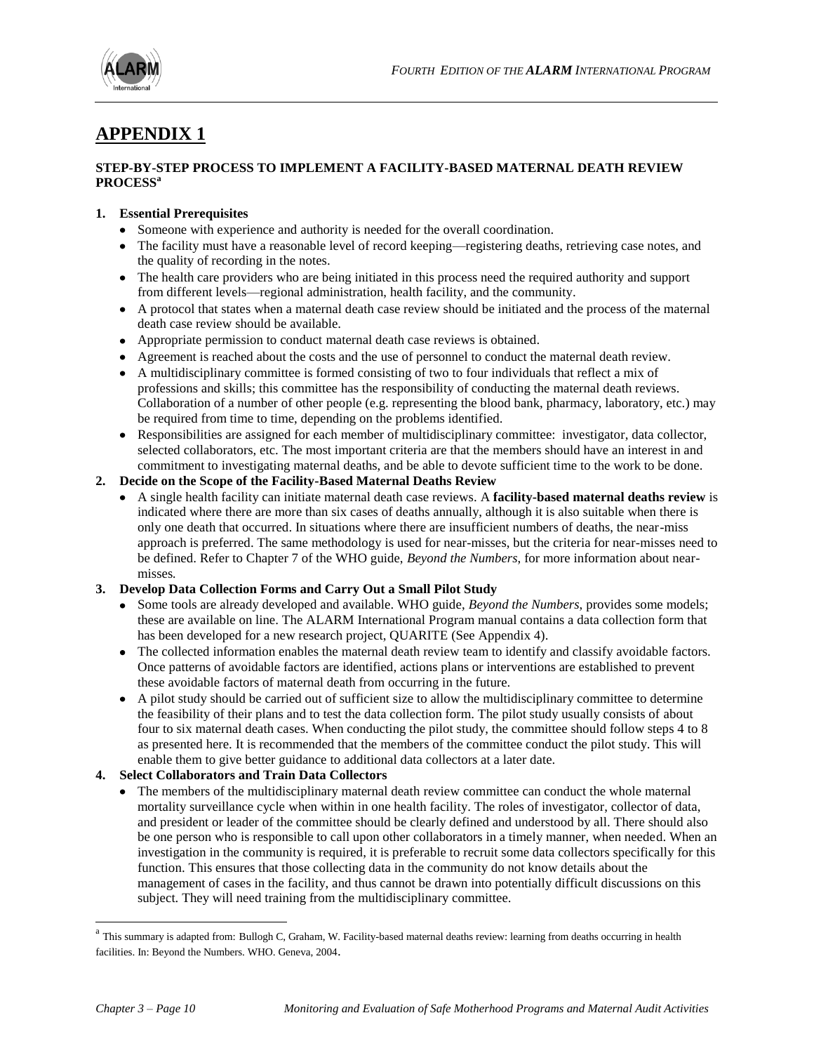# APPENDIX 1

**STEP-BY-STEP PROCESS TO IMPLEMENT A FACILITY-BASED MATERNAL DEATH REVIEW PROCESS**[a]

1. **Essential Prerequisites**
   - Someone with experience and authority is needed for the overall coordination.
   - The facility must have a reasonable level of record keeping—registering deaths, retrieving case notes, and the quality of recording in the notes.
   - The health care providers who are being initiated in this process need the required authority and support from different levels—regional administration, health facility, and the community.
   - A protocol that states when a maternal death case review should be initiated and the process of the maternal death case review should be available.
   - Appropriate permission to conduct maternal death case reviews is obtained.
   - Agreement is reached about the costs and the use of personnel to conduct the maternal death review.
   - A multidisciplinary committee is formed consisting of two to four individuals that reflect a mix of professions and skills; this committee has the responsibility of conducting the maternal death reviews. Collaboration of a number of other people (e.g. representing the blood bank, pharmacy, laboratory, etc.) may be required from time to time, depending on the problems identified.
   - Responsibilities are assigned for each member of multidisciplinary committee: investigator, data collector, selected collaborators, etc. The most important criteria are that the members should have an interest in and commitment to investigating maternal deaths, and be able to devote sufficient time to the work to be done.
2. **Decide on the Scope of the Facility-Based Maternal Deaths Review**
   - A single health facility can initiate maternal death case reviews. A **facility-based maternal deaths review** is indicated where there are more than six cases of deaths annually, although it is also suitable when there is only one death that occurred. In situations where there are insufficient numbers of deaths, the near-miss approach is preferred. The same methodology is used for near-misses, but the criteria for near-misses need to be defined. Refer to Chapter 7 of the WHO guide, *Beyond the Numbers*, for more information about near-misses.
3. **Develop Data Collection Forms and Carry Out a Small Pilot Study**
   - Some tools are already developed and available. WHO guide, *Beyond the Numbers*, provides some models; these are available on line. The ALARM International Program manual contains a data collection form that has been developed for a new research project, QUARITE (See Appendix 4).
   - The collected information enables the maternal death review team to identify and classify avoidable factors. Once patterns of avoidable factors are identified, actions plans or interventions are established to prevent these avoidable factors of maternal death from occurring in the future.
   - A pilot study should be carried out of sufficient size to allow the multidisciplinary committee to determine the feasibility of their plans and to test the data collection form. The pilot study usually consists of about four to six maternal death cases. When conducting the pilot study, the committee should follow steps 4 to 8 as presented here. It is recommended that the members of the committee conduct the pilot study. This will enable them to give better guidance to additional data collectors at a later date.
4. **Select Collaborators and Train Data Collectors**
   - The members of the multidisciplinary maternal death review committee can conduct the whole maternal mortality surveillance cycle when within in one health facility. The roles of investigator, collector of data, and president or leader of the committee should be clearly defined and understood by all. There should also be one person who is responsible to call upon other collaborators in a timely manner, when needed. When an investigation in the community is required, it is preferable to recruit some data collectors specifically for this function. This ensures that those collecting data in the community do not know details about the management of cases in the facility, and thus cannot be drawn into potentially difficult discussions on this subject. They will need training from the multidisciplinary committee.

[a] This summary is adapted from: Bullogh C, Graham, W. Facility-based maternal deaths review: learning from deaths occurring in health facilities. In: Beyond the Numbers. WHO. Geneva, 2004.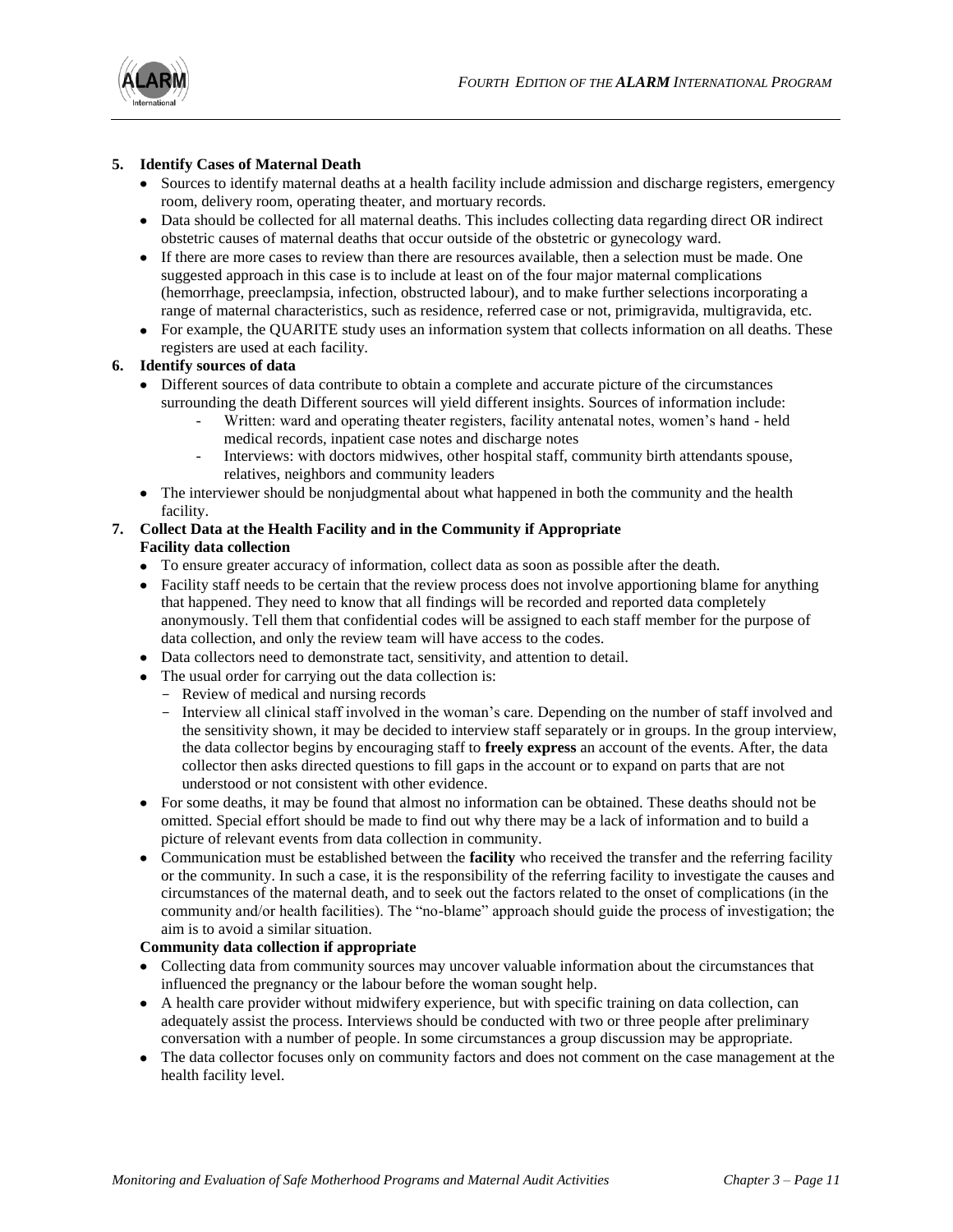5. **Identify Cases of Maternal Death**
   - Sources to identify maternal deaths at a health facility include admission and discharge registers, emergency room, delivery room, operating theater, and mortuary records.
   - Data should be collected for all maternal deaths. This includes collecting data regarding direct OR indirect obstetric causes of maternal deaths that occur outside of the obstetric or gynecology ward.
   - If there are more cases to review than there are resources available, then a selection must be made. One suggested approach in this case is to include at least on of the four major maternal complications (hemorrhage, preeclampsia, infection, obstructed labour), and to make further selections incorporating a range of maternal characteristics, such as residence, referred case or not, primigravida, multigravida, etc.
   - For example, the QUARITE study uses an information system that collects information on all deaths. These registers are used at each facility.

6. **Identify sources of data**
   - Different sources of data contribute to obtain a complete and accurate picture of the circumstances surrounding the death Different sources will yield different insights. Sources of information include:
     - Written: ward and operating theater registers, facility antenatal notes, women's hand - held medical records, inpatient case notes and discharge notes
     - Interviews: with doctors midwives, other hospital staff, community birth attendants spouse, relatives, neighbors and community leaders
   - The interviewer should be nonjudgmental about what happened in both the community and the health facility.

7. **Collect Data at the Health Facility and in the Community if Appropriate**

   **Facility data collection**
   - To ensure greater accuracy of information, collect data as soon as possible after the death.
   - Facility staff needs to be certain that the review process does not involve apportioning blame for anything that happened. They need to know that all findings will be recorded and reported data completely anonymously. Tell them that confidential codes will be assigned to each staff member for the purpose of data collection, and only the review team will have access to the codes.
   - Data collectors need to demonstrate tact, sensitivity, and attention to detail.
   - The usual order for carrying out the data collection is:
     - Review of medical and nursing records
     - Interview all clinical staff involved in the woman's care. Depending on the number of staff involved and the sensitivity shown, it may be decided to interview staff separately or in groups. In the group interview, the data collector begins by encouraging staff to **freely express** an account of the events. After, the data collector then asks directed questions to fill gaps in the account or to expand on parts that are not understood or not consistent with other evidence.
   - For some deaths, it may be found that almost no information can be obtained. These deaths should not be omitted. Special effort should be made to find out why there may be a lack of information and to build a picture of relevant events from data collection in community.
   - Communication must be established between the **facility** who received the transfer and the referring facility or the community. In such a case, it is the responsibility of the referring facility to investigate the causes and circumstances of the maternal death, and to seek out the factors related to the onset of complications (in the community and/or health facilities). The "no-blame" approach should guide the process of investigation; the aim is to avoid a similar situation.

   **Community data collection if appropriate**
   - Collecting data from community sources may uncover valuable information about the circumstances that influenced the pregnancy or the labour before the woman sought help.
   - A health care provider without midwifery experience, but with specific training on data collection, can adequately assist the process. Interviews should be conducted with two or three people after preliminary conversation with a number of people. In some circumstances a group discussion may be appropriate.
   - The data collector focuses only on community factors and does not comment on the case management at the health facility level.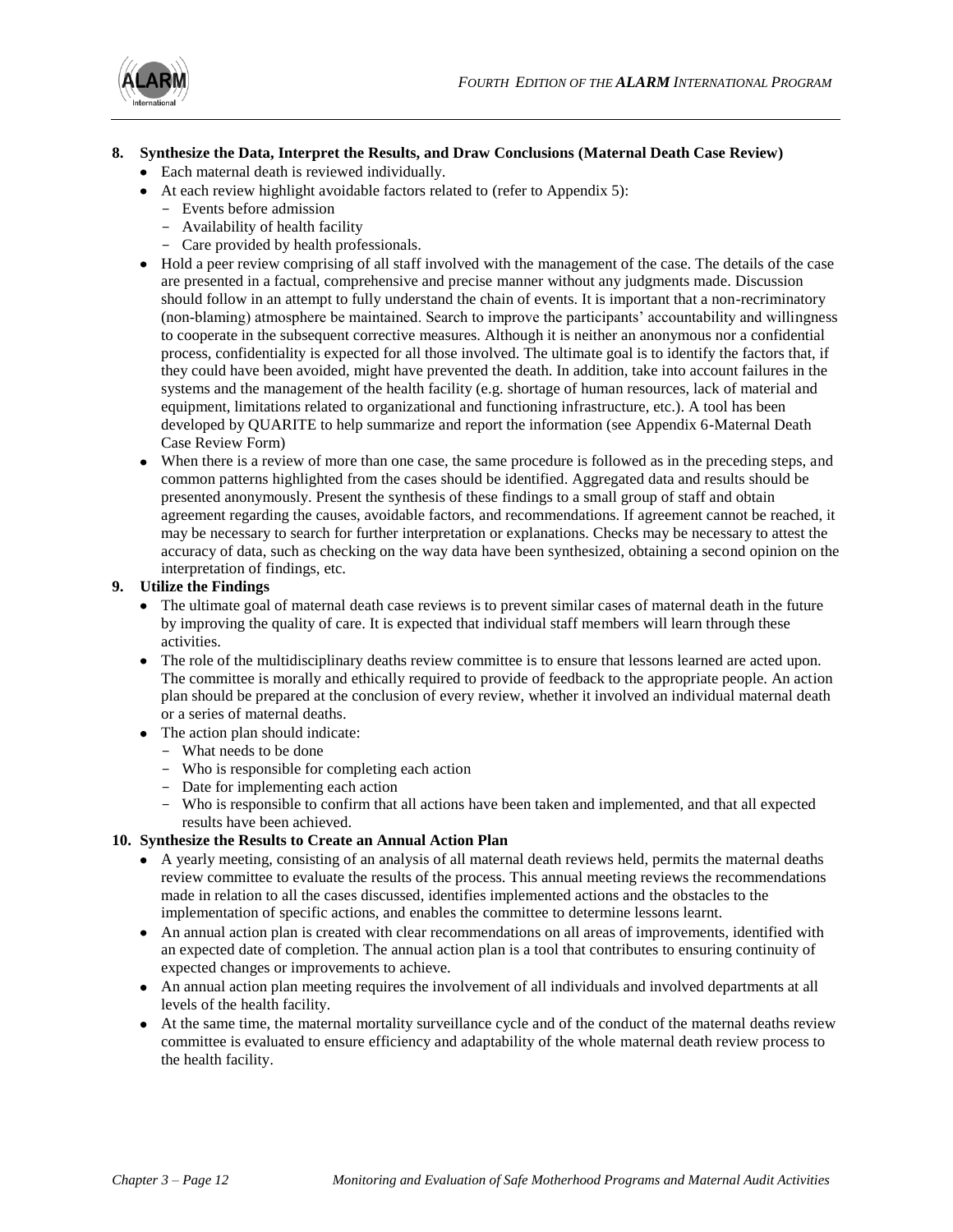**8. Synthesize the Data, Interpret the Results, and Draw Conclusions (Maternal Death Case Review)**

- Each maternal death is reviewed individually.
- At each review highlight avoidable factors related to (refer to Appendix 5):
  - Events before admission
  - Availability of health facility
  - Care provided by health professionals.
- Hold a peer review comprising of all staff involved with the management of the case. The details of the case are presented in a factual, comprehensive and precise manner without any judgments made. Discussion should follow in an attempt to fully understand the chain of events. It is important that a non-recriminatory (non-blaming) atmosphere be maintained. Search to improve the participants' accountability and willingness to cooperate in the subsequent corrective measures. Although it is neither an anonymous nor a confidential process, confidentiality is expected for all those involved. The ultimate goal is to identify the factors that, if they could have been avoided, might have prevented the death. In addition, take into account failures in the systems and the management of the health facility (e.g. shortage of human resources, lack of material and equipment, limitations related to organizational and functioning infrastructure, etc.). A tool has been developed by QUARITE to help summarize and report the information (see Appendix 6-Maternal Death Case Review Form)
- When there is a review of more than one case, the same procedure is followed as in the preceding steps, and common patterns highlighted from the cases should be identified. Aggregated data and results should be presented anonymously. Present the synthesis of these findings to a small group of staff and obtain agreement regarding the causes, avoidable factors, and recommendations. If agreement cannot be reached, it may be necessary to search for further interpretation or explanations. Checks may be necessary to attest the accuracy of data, such as checking on the way data have been synthesized, obtaining a second opinion on the interpretation of findings, etc.

**9. Utilize the Findings**

- The ultimate goal of maternal death case reviews is to prevent similar cases of maternal death in the future by improving the quality of care. It is expected that individual staff members will learn through these activities.
- The role of the multidisciplinary deaths review committee is to ensure that lessons learned are acted upon. The committee is morally and ethically required to provide of feedback to the appropriate people. An action plan should be prepared at the conclusion of every review, whether it involved an individual maternal death or a series of maternal deaths.
- The action plan should indicate:
  - What needs to be done
  - Who is responsible for completing each action
  - Date for implementing each action
  - Who is responsible to confirm that all actions have been taken and implemented, and that all expected results have been achieved.

**10. Synthesize the Results to Create an Annual Action Plan**

- A yearly meeting, consisting of an analysis of all maternal death reviews held, permits the maternal deaths review committee to evaluate the results of the process. This annual meeting reviews the recommendations made in relation to all the cases discussed, identifies implemented actions and the obstacles to the implementation of specific actions, and enables the committee to determine lessons learnt.
- An annual action plan is created with clear recommendations on all areas of improvements, identified with an expected date of completion. The annual action plan is a tool that contributes to ensuring continuity of expected changes or improvements to achieve.
- An annual action plan meeting requires the involvement of all individuals and involved departments at all levels of the health facility.
- At the same time, the maternal mortality surveillance cycle and of the conduct of the maternal deaths review committee is evaluated to ensure efficiency and adaptability of the whole maternal death review process to the health facility.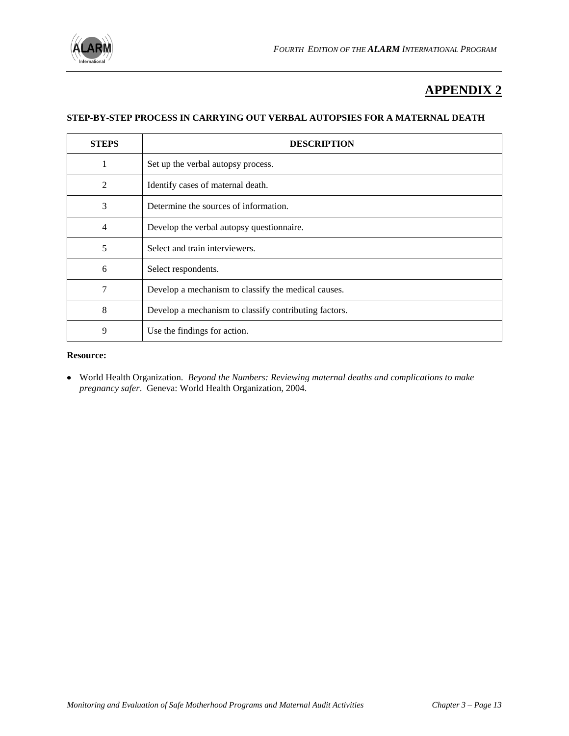# APPENDIX 2

**STEP-BY-STEP PROCESS IN CARRYING OUT VERBAL AUTOPSIES FOR A MATERNAL DEATH**

| STEPS | DESCRIPTION |
|---|---|
| 1 | Set up the verbal autopsy process. |
| 2 | Identify cases of maternal death. |
| 3 | Determine the sources of information. |
| 4 | Develop the verbal autopsy questionnaire. |
| 5 | Select and train interviewers. |
| 6 | Select respondents. |
| 7 | Develop a mechanism to classify the medical causes. |
| 8 | Develop a mechanism to classify contributing factors. |
| 9 | Use the findings for action. |

**Resource:**

- World Health Organization. *Beyond the Numbers: Reviewing maternal deaths and complications to make pregnancy safer*. Geneva: World Health Organization, 2004.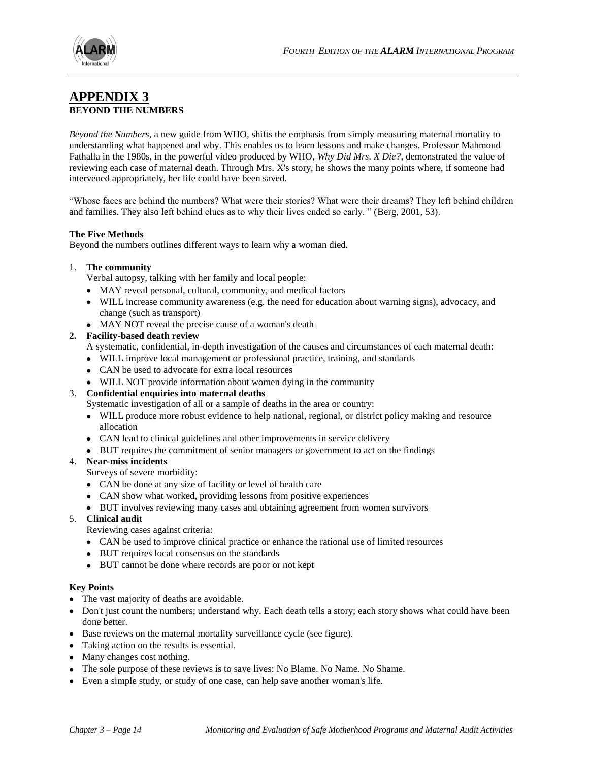# APPENDIX 3

## BEYOND THE NUMBERS

*Beyond the Numbers*, a new guide from WHO, shifts the emphasis from simply measuring maternal mortality to understanding what happened and why. This enables us to learn lessons and make changes. Professor Mahmoud Fathalla in the 1980s, in the powerful video produced by WHO, *Why Did Mrs. X Die?*, demonstrated the value of reviewing each case of maternal death. Through Mrs. X's story, he shows the many points where, if someone had intervened appropriately, her life could have been saved.

"Whose faces are behind the numbers? What were their stories? What were their dreams? They left behind children and families. They also left behind clues as to why their lives ended so early. " (Berg, 2001, 53).

**The Five Methods**

Beyond the numbers outlines different ways to learn why a woman died.

1. **The community**
   Verbal autopsy, talking with her family and local people:
   - MAY reveal personal, cultural, community, and medical factors
   - WILL increase community awareness (e.g. the need for education about warning signs), advocacy, and change (such as transport)
   - MAY NOT reveal the precise cause of a woman's death
2. **Facility-based death review**
   A systematic, confidential, in-depth investigation of the causes and circumstances of each maternal death:
   - WILL improve local management or professional practice, training, and standards
   - CAN be used to advocate for extra local resources
   - WILL NOT provide information about women dying in the community
3. **Confidential enquiries into maternal deaths**
   Systematic investigation of all or a sample of deaths in the area or country:
   - WILL produce more robust evidence to help national, regional, or district policy making and resource allocation
   - CAN lead to clinical guidelines and other improvements in service delivery
   - BUT requires the commitment of senior managers or government to act on the findings
4. **Near-miss incidents**
   Surveys of severe morbidity:
   - CAN be done at any size of facility or level of health care
   - CAN show what worked, providing lessons from positive experiences
   - BUT involves reviewing many cases and obtaining agreement from women survivors
5. **Clinical audit**
   Reviewing cases against criteria:
   - CAN be used to improve clinical practice or enhance the rational use of limited resources
   - BUT requires local consensus on the standards
   - BUT cannot be done where records are poor or not kept

**Key Points**

- The vast majority of deaths are avoidable.
- Don't just count the numbers; understand why. Each death tells a story; each story shows what could have been done better.
- Base reviews on the maternal mortality surveillance cycle (see figure).
- Taking action on the results is essential.
- Many changes cost nothing.
- The sole purpose of these reviews is to save lives: No Blame. No Name. No Shame.
- Even a simple study, or study of one case, can help save another woman's life.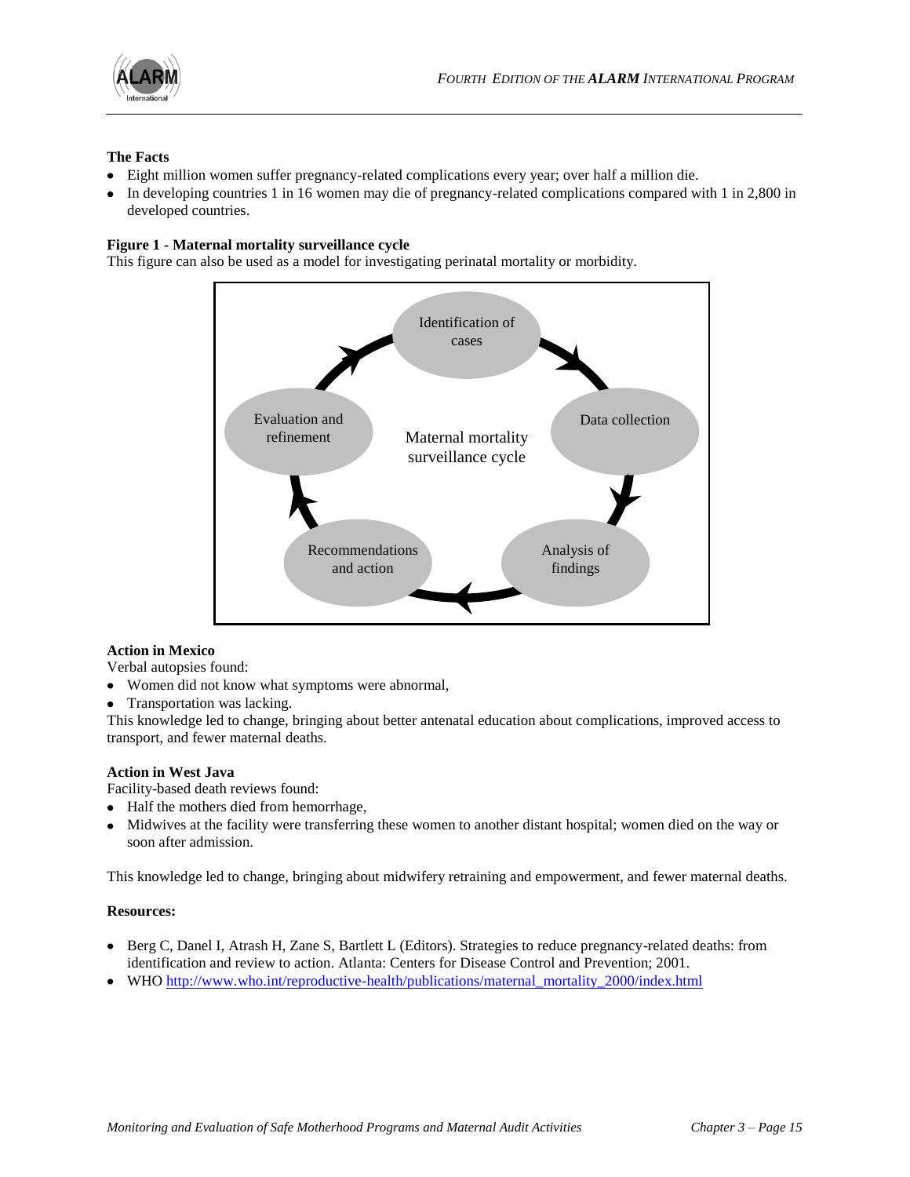**The Facts**

- Eight million women suffer pregnancy-related complications every year; over half a million die.
- In developing countries 1 in 16 women may die of pregnancy-related complications compared with 1 in 2,800 in developed countries.

**Figure 1 - Maternal mortality surveillance cycle**

This figure can also be used as a model for investigating perinatal mortality or morbidity.

Maternal mortality surveillance cycle

Identification of cases → Data collection → Analysis of findings → Recommendations and action → Evaluation and refinement → Identification of cases

**Action in Mexico**

Verbal autopsies found:

- Women did not know what symptoms were abnormal,
- Transportation was lacking.

This knowledge led to change, bringing about better antenatal education about complications, improved access to transport, and fewer maternal deaths.

**Action in West Java**

Facility-based death reviews found:

- Half the mothers died from hemorrhage,
- Midwives at the facility were transferring these women to another distant hospital; women died on the way or soon after admission.

This knowledge led to change, bringing about midwifery retraining and empowerment, and fewer maternal deaths.

**Resources:**

- Berg C, Danel I, Atrash H, Zane S, Bartlett L (Editors). Strategies to reduce pregnancy-related deaths: from identification and review to action. Atlanta: Centers for Disease Control and Prevention; 2001.
- WHO http://www.who.int/reproductive-health/publications/maternal_mortality_2000/index.html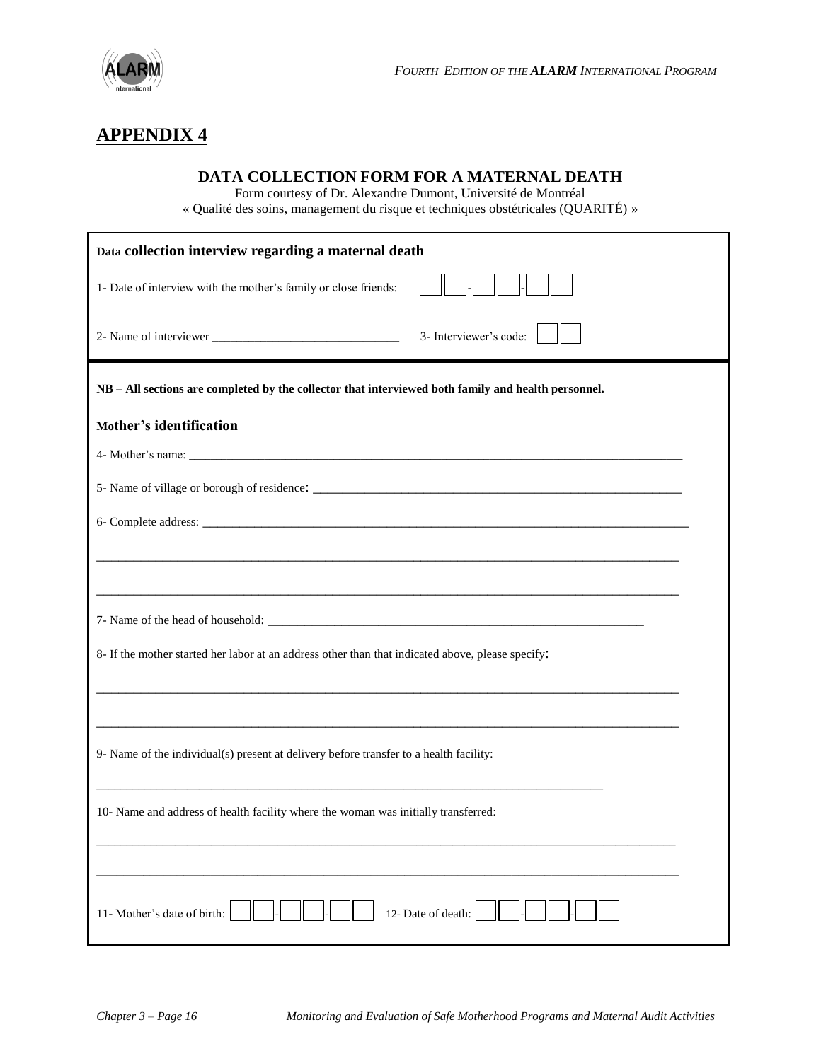# APPENDIX 4

## DATA COLLECTION FORM FOR A MATERNAL DEATH

Form courtesy of Dr. Alexandre Dumont, Université de Montréal
« Qualité des soins, management du risque et techniques obstétricales (QUARITÉ) »

### Data collection interview regarding a maternal death

1- Date of interview with the mother's family or close friends: ☐☐-☐☐☐-☐☐

2- Name of interviewer ______________________________ 3- Interviewer's code: ☐☐

**NB – All sections are completed by the collector that interviewed both family and health personnel.**

### Mother's identification

4- Mother's name: ______________________________________________________________________________

5- Name of village or borough of residence: ______________________________________________________

6- Complete address: __________________________________________________________________________

______________________________________________________________________________________________

______________________________________________________________________________________________

7- Name of the head of household: ______________________________________________________________

8- If the mother started her labor at an address other than that indicated above, please specify:

______________________________________________________________________________________________

______________________________________________________________________________________________

9- Name of the individual(s) present at delivery before transfer to a health facility:

______________________________________________________________________________________________

10- Name and address of health facility where the woman was initially transferred:

______________________________________________________________________________________________

______________________________________________________________________________________________

11- Mother's date of birth: ☐☐-☐☐☐-☐☐ 12- Date of death: ☐☐-☐☐☐-☐☐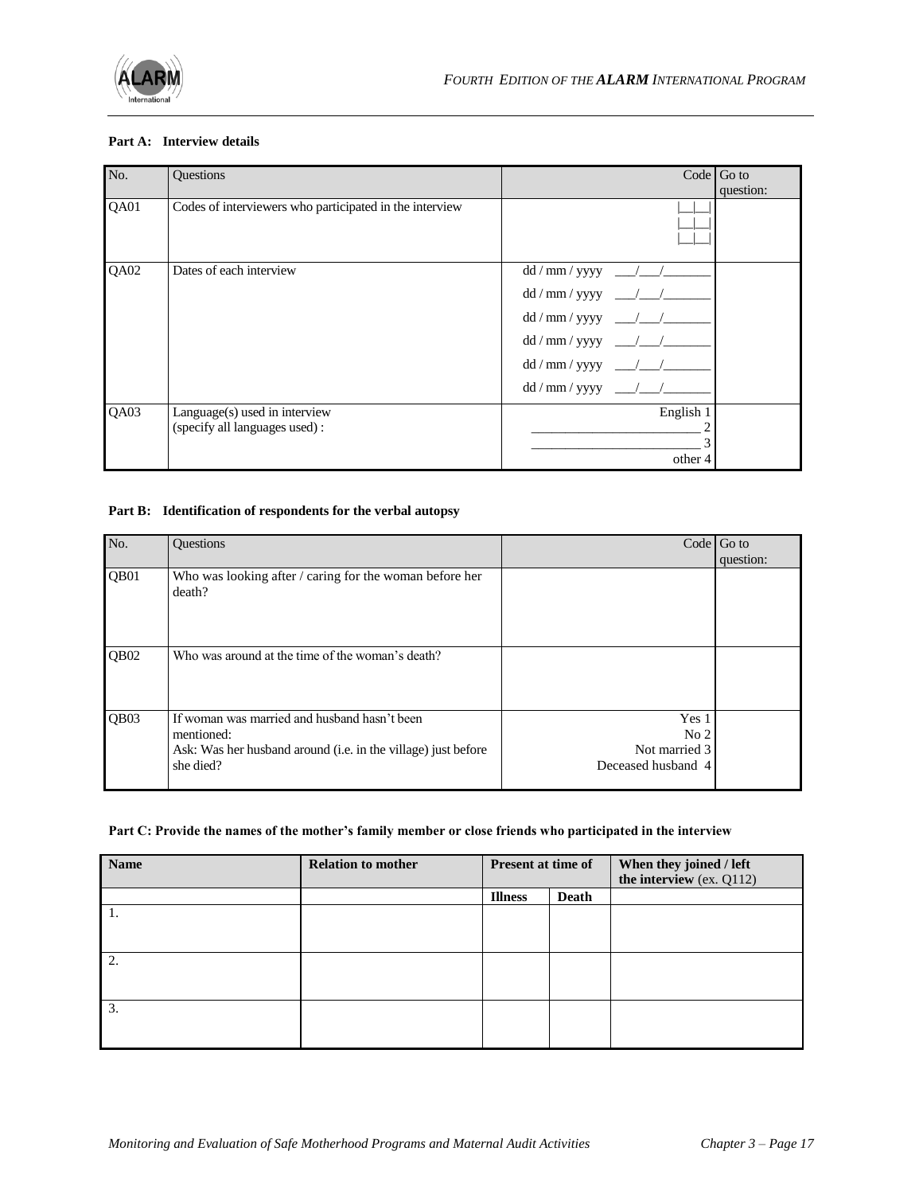**Part A: Interview details**

| No. | Questions | Code | Go to question: |
|---|---|---|---|
| QA01 | Codes of interviewers who participated in the interview | \|__\|__\|<br>\|__\|__\|<br>\|__\|__\| | |
| QA02 | Dates of each interview | dd / mm / yyyy ___/___/_______<br>dd / mm / yyyy ___/___/_______<br>dd / mm / yyyy ___/___/_______<br>dd / mm / yyyy ___/___/_______<br>dd / mm / yyyy ___/___/_______<br>dd / mm / yyyy ___/___/_______ | |
| QA03 | Language(s) used in interview<br>(specify all languages used) : | English 1<br>_________________________ 2<br>_________________________ 3<br>other 4 | |

**Part B: Identification of respondents for the verbal autopsy**

| No. | Questions | Code | Go to question: |
|---|---|---|---|
| QB01 | Who was looking after / caring for the woman before her death? | | |
| QB02 | Who was around at the time of the woman's death? | | |
| QB03 | If woman was married and husband hasn't been mentioned:<br>Ask: Was her husband around (i.e. in the village) just before she died? | Yes 1<br>No 2<br>Not married 3<br>Deceased husband 4 | |

**Part C: Provide the names of the mother's family member or close friends who participated in the interview**

| Name | Relation to mother | Present at time of | | When they joined / left the interview (ex. Q112) |
|---|---|---|---|---|
| | | Illness | Death | |
| 1. | | | | |
| 2. | | | | |
| 3. | | | | |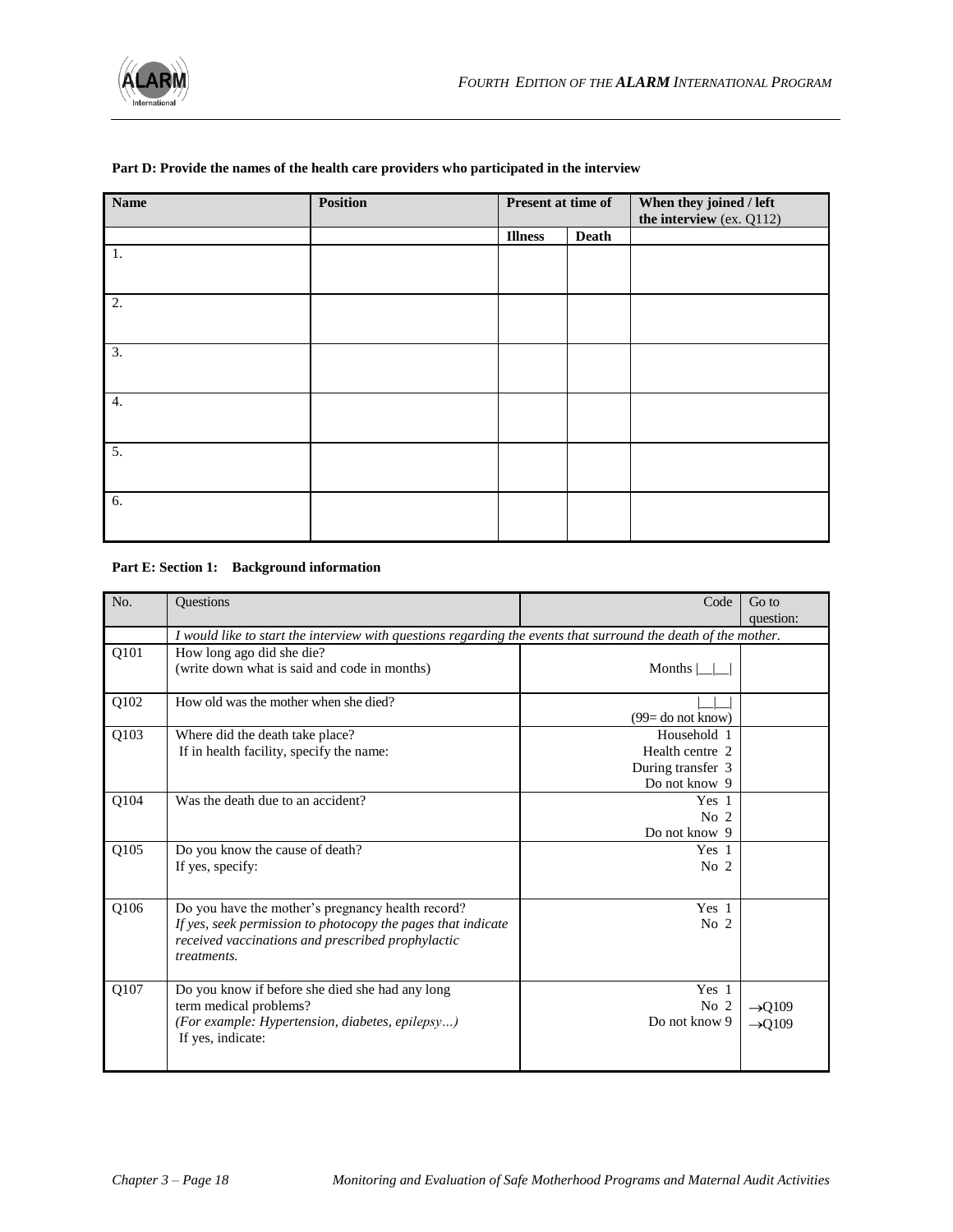**Part D: Provide the names of the health care providers who participated in the interview**

| Name | Position | Present at time of | | When they joined / left the interview (ex. Q112) |
|---|---|---|---|---|
| | | Illness | Death | |
| 1. | | | | |
| 2. | | | | |
| 3. | | | | |
| 4. | | | | |
| 5. | | | | |
| 6. | | | | |

**Part E: Section 1: Background information**

| No. | Questions | Code | Go to question: |
|---|---|---|---|
| | *I would like to start the interview with questions regarding the events that surround the death of the mother.* | | |
| Q101 | How long ago did she die?<br>(write down what is said and code in months) | Months \|__\|__\| | |
| Q102 | How old was the mother when she died? | \|__\|__\|<br>(99= do not know) | |
| Q103 | Where did the death take place?<br>If in health facility, specify the name: | Household 1<br>Health centre 2<br>During transfer 3<br>Do not know 9 | |
| Q104 | Was the death due to an accident? | Yes 1<br>No 2<br>Do not know 9 | |
| Q105 | Do you know the cause of death?<br>If yes, specify: | Yes 1<br>No 2 | |
| Q106 | Do you have the mother's pregnancy health record?<br>*If yes, seek permission to photocopy the pages that indicate received vaccinations and prescribed prophylactic treatments.* | Yes 1<br>No 2 | |
| Q107 | Do you know if before she died she had any long term medical problems?<br>*(For example: Hypertension, diabetes, epilepsy…)*<br>If yes, indicate: | Yes 1<br>No 2<br>Do not know 9 | <br>→Q109<br>→Q109 |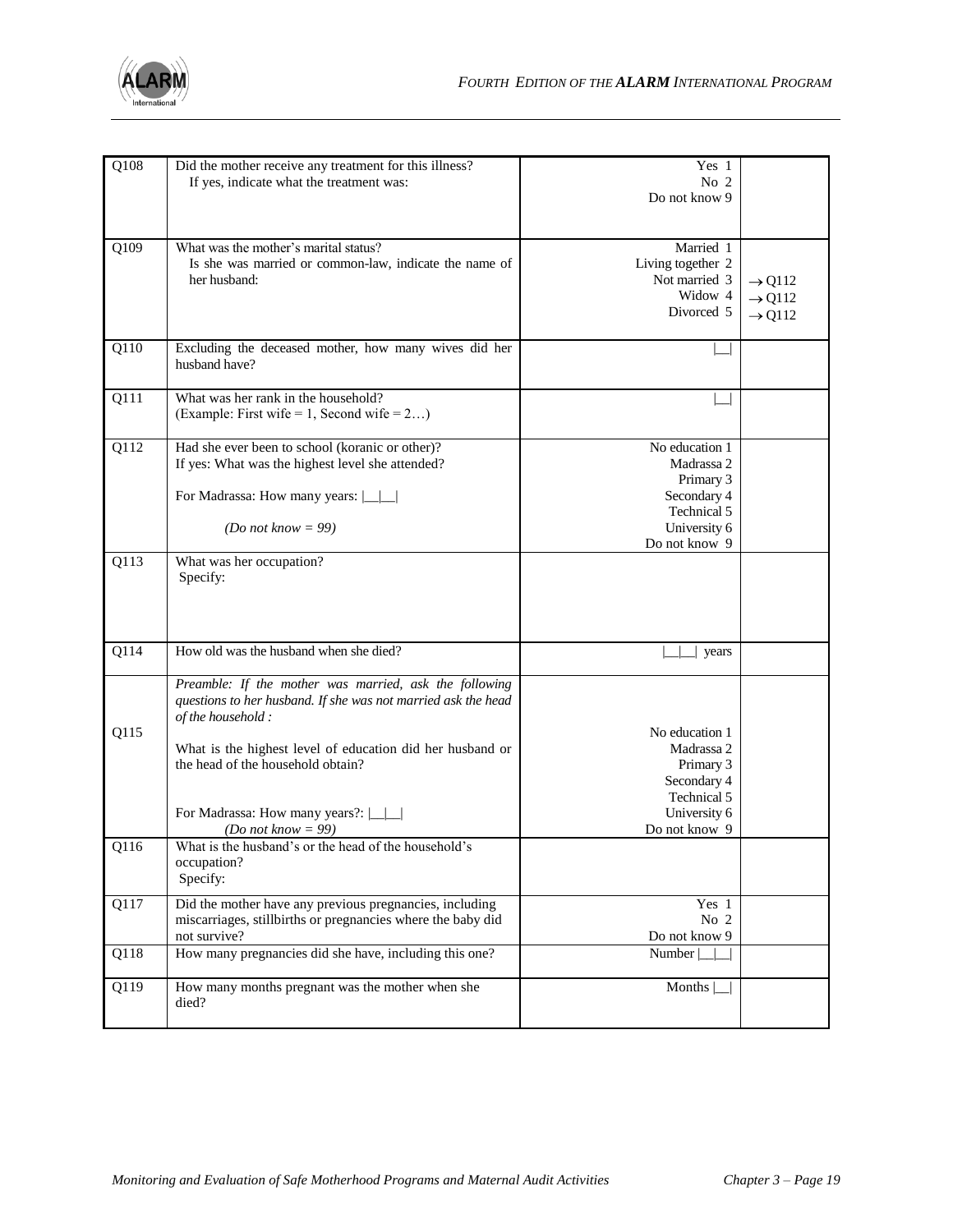| | | | |
|---|---|---|---|
| Q108 | Did the mother receive any treatment for this illness?<br>If yes, indicate what the treatment was: | Yes 1<br>No 2<br>Do not know 9 | |
| Q109 | What was the mother's marital status?<br>Is she was married or common-law, indicate the name of her husband: | Married 1<br>Living together 2<br>Not married 3<br>Widow 4<br>Divorced 5 | <br><br>→ Q112<br>→ Q112<br>→ Q112 |
| Q110 | Excluding the deceased mother, how many wives did her husband have? | \|__\| | |
| Q111 | What was her rank in the household?<br>(Example: First wife = 1, Second wife = 2…) | \|__\| | |
| Q112 | Had she ever been to school (koranic or other)?<br>If yes: What was the highest level she attended?<br><br>For Madrassa: How many years: \|__\|__\|<br><br>*(Do not know = 99)* | No education 1<br>Madrassa 2<br>Primary 3<br>Secondary 4<br>Technical 5<br>University 6<br>Do not know 9 | |
| Q113 | What was her occupation?<br>Specify: | | |
| Q114 | How old was the husband when she died? | \|__\|__\| years | |
| Q115 | *Preamble: If the mother was married, ask the following questions to her husband. If she was not married ask the head of the household :*<br><br>What is the highest level of education did her husband or the head of the household obtain?<br><br>For Madrassa: How many years?: \|__\|__\|<br>*(Do not know = 99)* | No education 1<br>Madrassa 2<br>Primary 3<br>Secondary 4<br>Technical 5<br>University 6<br>Do not know 9 | |
| Q116 | What is the husband's or the head of the household's occupation?<br>Specify: | | |
| Q117 | Did the mother have any previous pregnancies, including miscarriages, stillbirths or pregnancies where the baby did not survive? | Yes 1<br>No 2<br>Do not know 9 | |
| Q118 | How many pregnancies did she have, including this one? | Number \|__\|__\| | |
| Q119 | How many months pregnant was the mother when she died? | Months \|__\| | |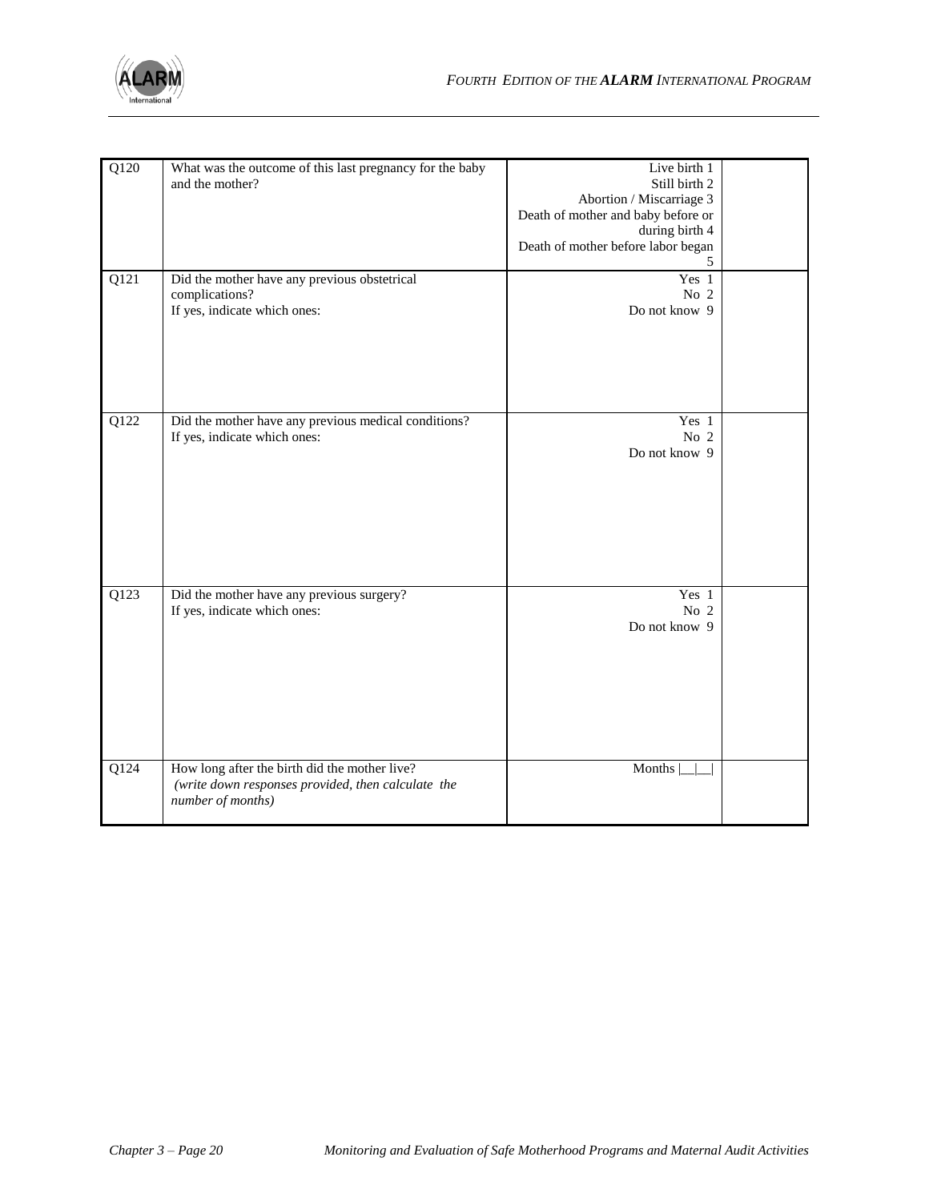| | | | |
|---|---|---|---|
| Q120 | What was the outcome of this last pregnancy for the baby and the mother? | Live birth 1<br>Still birth 2<br>Abortion / Miscarriage 3<br>Death of mother and baby before or during birth 4<br>Death of mother before labor began 5 | |
| Q121 | Did the mother have any previous obstetrical complications?<br>If yes, indicate which ones: | Yes 1<br>No 2<br>Do not know 9 | |
| Q122 | Did the mother have any previous medical conditions?<br>If yes, indicate which ones: | Yes 1<br>No 2<br>Do not know 9 | |
| Q123 | Did the mother have any previous surgery?<br>If yes, indicate which ones: | Yes 1<br>No 2<br>Do not know 9 | |
| Q124 | How long after the birth did the mother live?<br>*(write down responses provided, then calculate the number of months)* | Months \|__\|__\| | |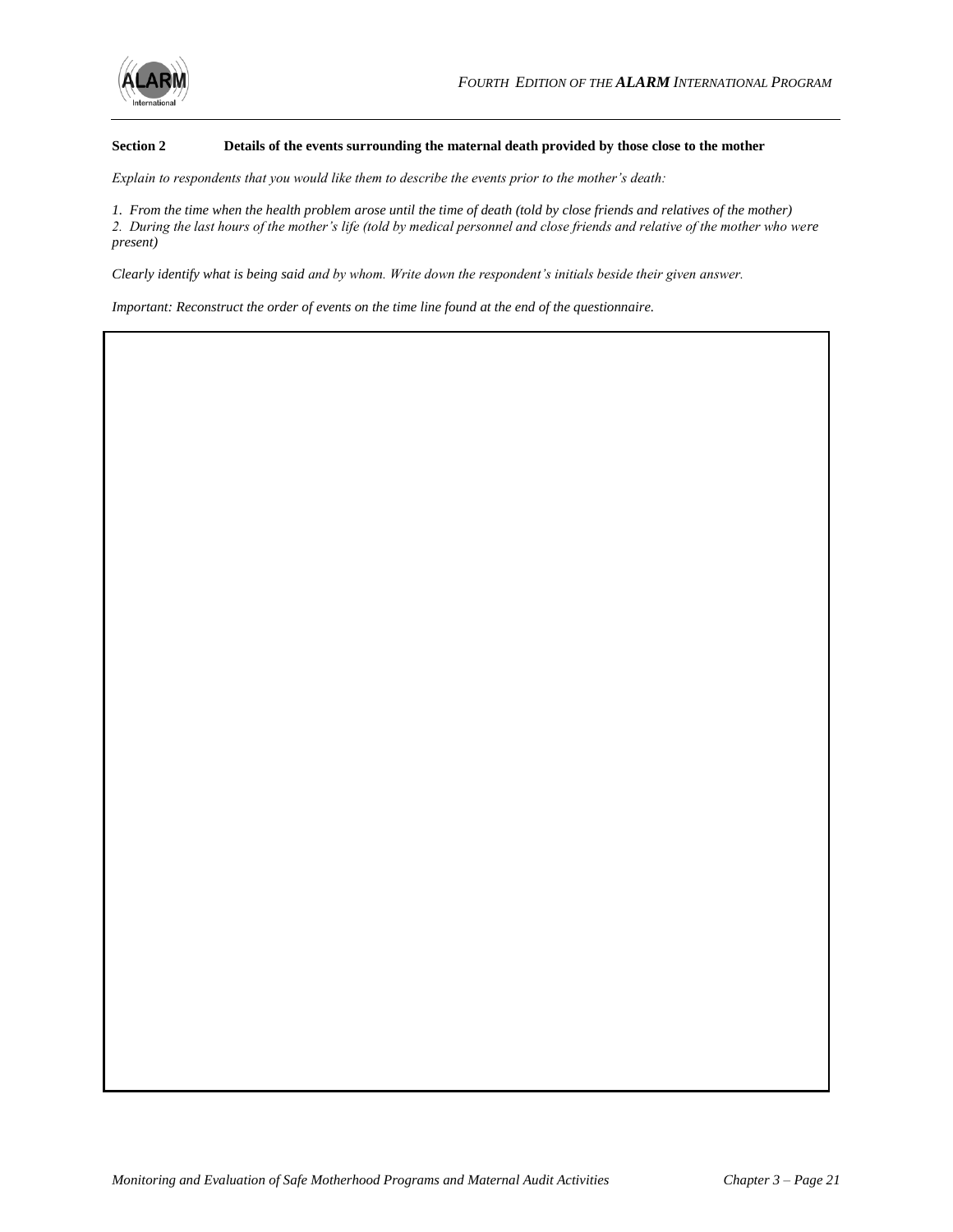**Section 2 Details of the events surrounding the maternal death provided by those close to the mother**

*Explain to respondents that you would like them to describe the events prior to the mother's death:*

*1. From the time when the health problem arose until the time of death (told by close friends and relatives of the mother)*
*2. During the last hours of the mother's life (told by medical personnel and close friends and relative of the mother who were present)*

*Clearly identify what is being said and by whom. Write down the respondent's initials beside their given answer.*

*Important: Reconstruct the order of events on the time line found at the end of the questionnaire.*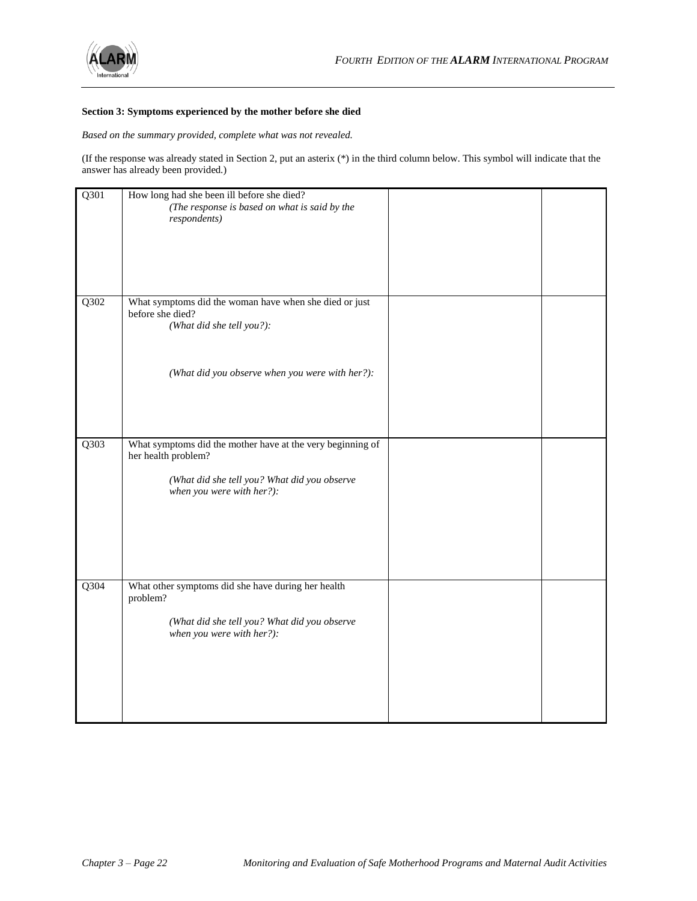**Section 3: Symptoms experienced by the mother before she died**

*Based on the summary provided, complete what was not revealed.*

(If the response was already stated in Section 2, put an asterix (*) in the third column below. This symbol will indicate that the answer has already been provided.)

| | | | |
|---|---|---|---|
| Q301 | How long had she been ill before she died?<br>*(The response is based on what is said by the respondents)* | | |
| Q302 | What symptoms did the woman have when she died or just before she died?<br>*(What did she tell you?):*<br><br>*(What did you observe when you were with her?):* | | |
| Q303 | What symptoms did the mother have at the very beginning of her health problem?<br><br>*(What did she tell you? What did you observe when you were with her?):* | | |
| Q304 | What other symptoms did she have during her health problem?<br><br>*(What did she tell you? What did you observe when you were with her?):* | | |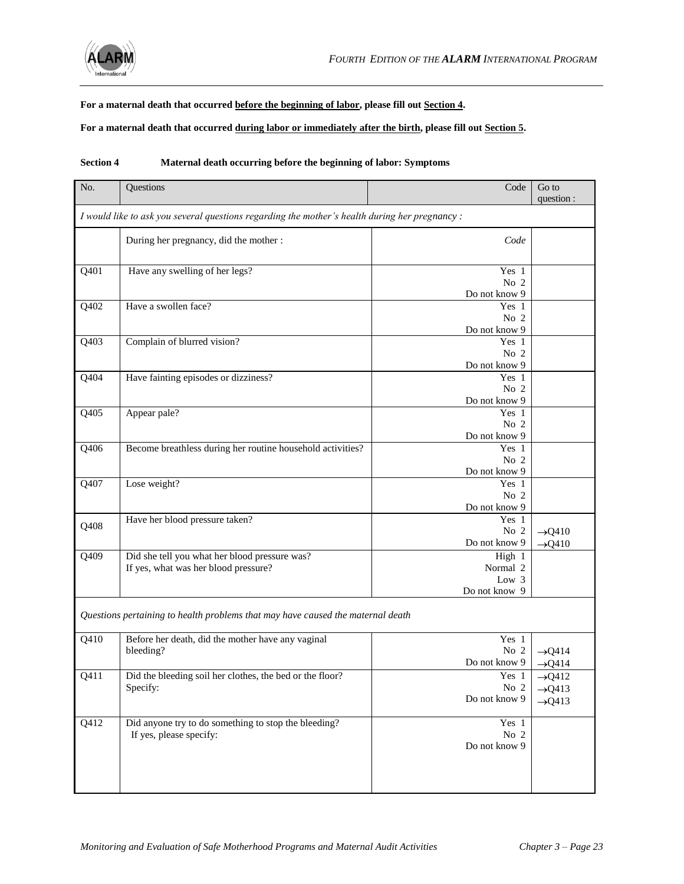**For a maternal death that occurred before the beginning of labor, please fill out Section 4.**

**For a maternal death that occurred during labor or immediately after the birth, please fill out Section 5.**

**Section 4 Maternal death occurring before the beginning of labor: Symptoms**

| No. | Questions | Code | Go to question : |
|---|---|---|---|
| *I would like to ask you several questions regarding the mother's health during her pregnancy :* | | | |
| | During her pregnancy, did the mother : | *Code* | |
| Q401 | Have any swelling of her legs? | Yes 1<br>No 2<br>Do not know 9 | |
| Q402 | Have a swollen face? | Yes 1<br>No 2<br>Do not know 9 | |
| Q403 | Complain of blurred vision? | Yes 1<br>No 2<br>Do not know 9 | |
| Q404 | Have fainting episodes or dizziness? | Yes 1<br>No 2<br>Do not know 9 | |
| Q405 | Appear pale? | Yes 1<br>No 2<br>Do not know 9 | |
| Q406 | Become breathless during her routine household activities? | Yes 1<br>No 2<br>Do not know 9 | |
| Q407 | Lose weight? | Yes 1<br>No 2<br>Do not know 9 | |
| Q408 | Have her blood pressure taken? | Yes 1<br>No 2<br>Do not know 9 | <br>→Q410<br>→Q410 |
| Q409 | Did she tell you what her blood pressure was?<br>If yes, what was her blood pressure? | High 1<br>Normal 2<br>Low 3<br>Do not know 9 | |
| *Questions pertaining to health problems that may have caused the maternal death* | | | |
| Q410 | Before her death, did the mother have any vaginal bleeding? | Yes 1<br>No 2<br>Do not know 9 | <br>→Q414<br>→Q414 |
| Q411 | Did the bleeding soil her clothes, the bed or the floor?<br>Specify: | Yes 1<br>No 2<br>Do not know 9 | →Q412<br>→Q413<br>→Q413 |
| Q412 | Did anyone try to do something to stop the bleeding?<br>If yes, please specify: | Yes 1<br>No 2<br>Do not know 9 | |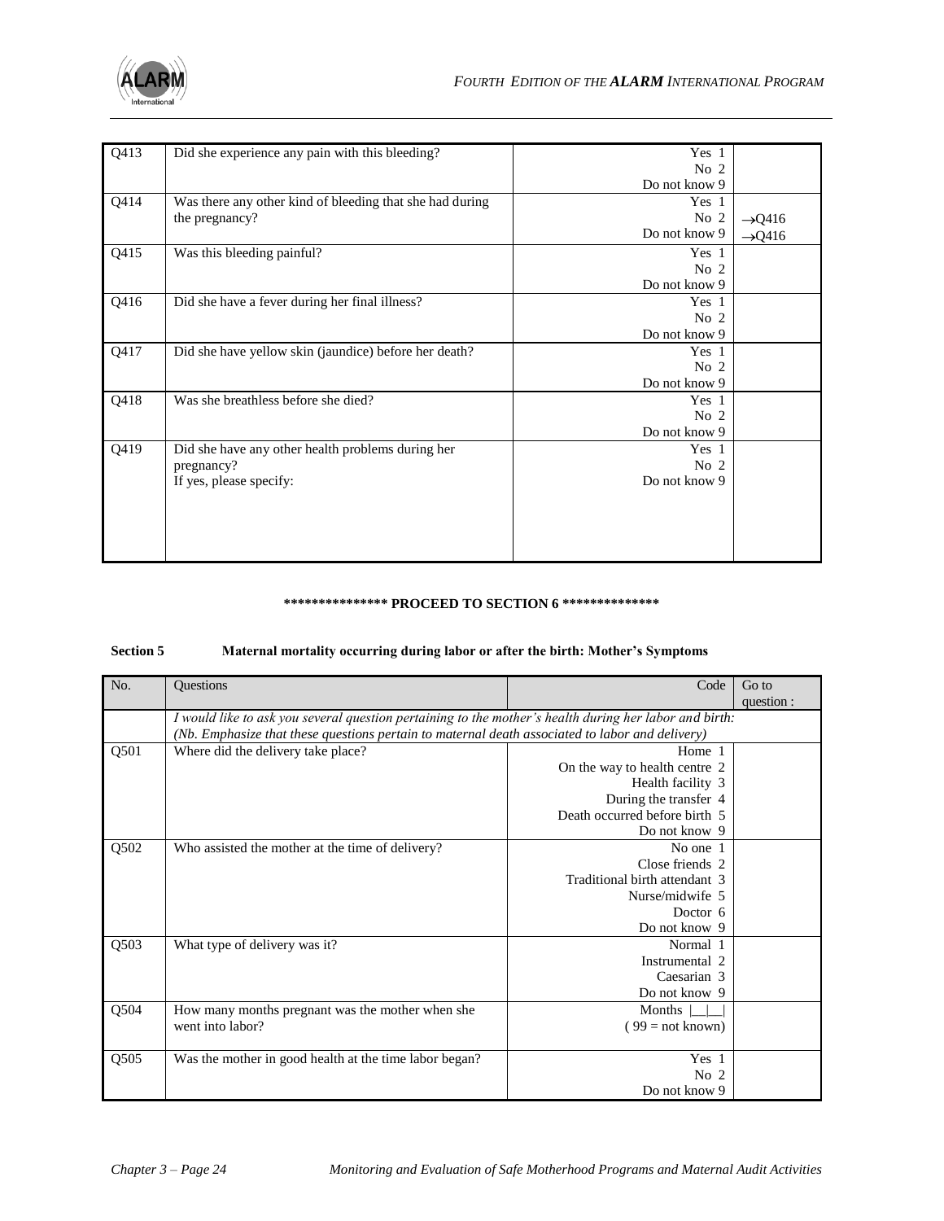| | | | |
|---|---|---|---|
| Q413 | Did she experience any pain with this bleeding? | Yes 1<br>No 2<br>Do not know 9 | |
| Q414 | Was there any other kind of bleeding that she had during the pregnancy? | Yes 1<br>No 2<br>Do not know 9 | <br>→Q416<br>→Q416 |
| Q415 | Was this bleeding painful? | Yes 1<br>No 2<br>Do not know 9 | |
| Q416 | Did she have a fever during her final illness? | Yes 1<br>No 2<br>Do not know 9 | |
| Q417 | Did she have yellow skin (jaundice) before her death? | Yes 1<br>No 2<br>Do not know 9 | |
| Q418 | Was she breathless before she died? | Yes 1<br>No 2<br>Do not know 9 | |
| Q419 | Did she have any other health problems during her pregnancy?<br>If yes, please specify: | Yes 1<br>No 2<br>Do not know 9 | |

*************** **PROCEED TO SECTION 6** **************

**Section 5 Maternal mortality occurring during labor or after the birth: Mother's Symptoms**

| No. | Questions | Code | Go to question : |
|---|---|---|---|
| | *I would like to ask you several question pertaining to the mother's health during her labor and birth: (Nb. Emphasize that these questions pertain to maternal death associated to labor and delivery)* | | |
| Q501 | Where did the delivery take place? | Home 1<br>On the way to health centre 2<br>Health facility 3<br>During the transfer 4<br>Death occurred before birth 5<br>Do not know 9 | |
| Q502 | Who assisted the mother at the time of delivery? | No one 1<br>Close friends 2<br>Traditional birth attendant 3<br>Nurse/midwife 5<br>Doctor 6<br>Do not know 9 | |
| Q503 | What type of delivery was it? | Normal 1<br>Instrumental 2<br>Caesarian 3<br>Do not know 9 | |
| Q504 | How many months pregnant was the mother when she went into labor? | Months \|__\|__\|<br>( 99 = not known) | |
| Q505 | Was the mother in good health at the time labor began? | Yes 1<br>No 2<br>Do not know 9 | |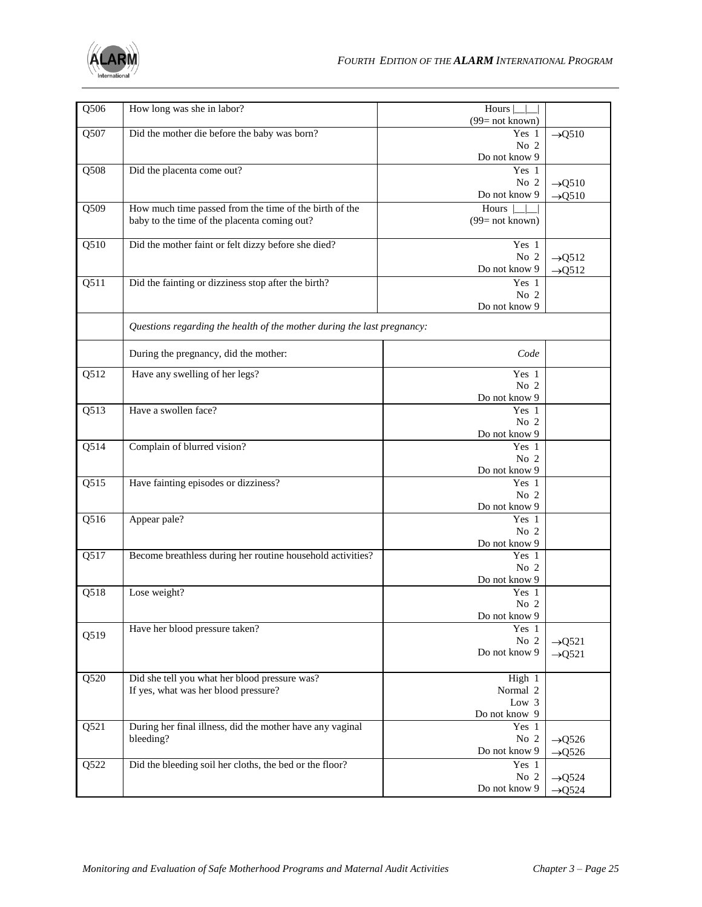| | | | |
|---|---|---|---|
| Q506 | How long was she in labor? | Hours \|__\|__\|<br>(99= not known) | |
| Q507 | Did the mother die before the baby was born? | Yes 1<br>No 2<br>Do not know 9 | →Q510 |
| Q508 | Did the placenta come out? | Yes 1<br>No 2<br>Do not know 9 | <br>→Q510<br>→Q510 |
| Q509 | How much time passed from the time of the birth of the baby to the time of the placenta coming out? | Hours \|__\|__\|<br>(99= not known) | |
| Q510 | Did the mother faint or felt dizzy before she died? | Yes 1<br>No 2<br>Do not know 9 | <br>→Q512<br>→Q512 |
| Q511 | Did the fainting or dizziness stop after the birth? | Yes 1<br>No 2<br>Do not know 9 | |
| | *Questions regarding the health of the mother during the last pregnancy:* | | |
| | During the pregnancy, did the mother: | *Code* | |
| Q512 | Have any swelling of her legs? | Yes 1<br>No 2<br>Do not know 9 | |
| Q513 | Have a swollen face? | Yes 1<br>No 2<br>Do not know 9 | |
| Q514 | Complain of blurred vision? | Yes 1<br>No 2<br>Do not know 9 | |
| Q515 | Have fainting episodes or dizziness? | Yes 1<br>No 2<br>Do not know 9 | |
| Q516 | Appear pale? | Yes 1<br>No 2<br>Do not know 9 | |
| Q517 | Become breathless during her routine household activities? | Yes 1<br>No 2<br>Do not know 9 | |
| Q518 | Lose weight? | Yes 1<br>No 2<br>Do not know 9 | |
| Q519 | Have her blood pressure taken? | Yes 1<br>No 2<br>Do not know 9 | <br>→Q521<br>→Q521 |
| Q520 | Did she tell you what her blood pressure was?<br>If yes, what was her blood pressure? | High 1<br>Normal 2<br>Low 3<br>Do not know 9 | |
| Q521 | During her final illness, did the mother have any vaginal bleeding? | Yes 1<br>No 2<br>Do not know 9 | <br>→Q526<br>→Q526 |
| Q522 | Did the bleeding soil her cloths, the bed or the floor? | Yes 1<br>No 2<br>Do not know 9 | <br>→Q524<br>→Q524 |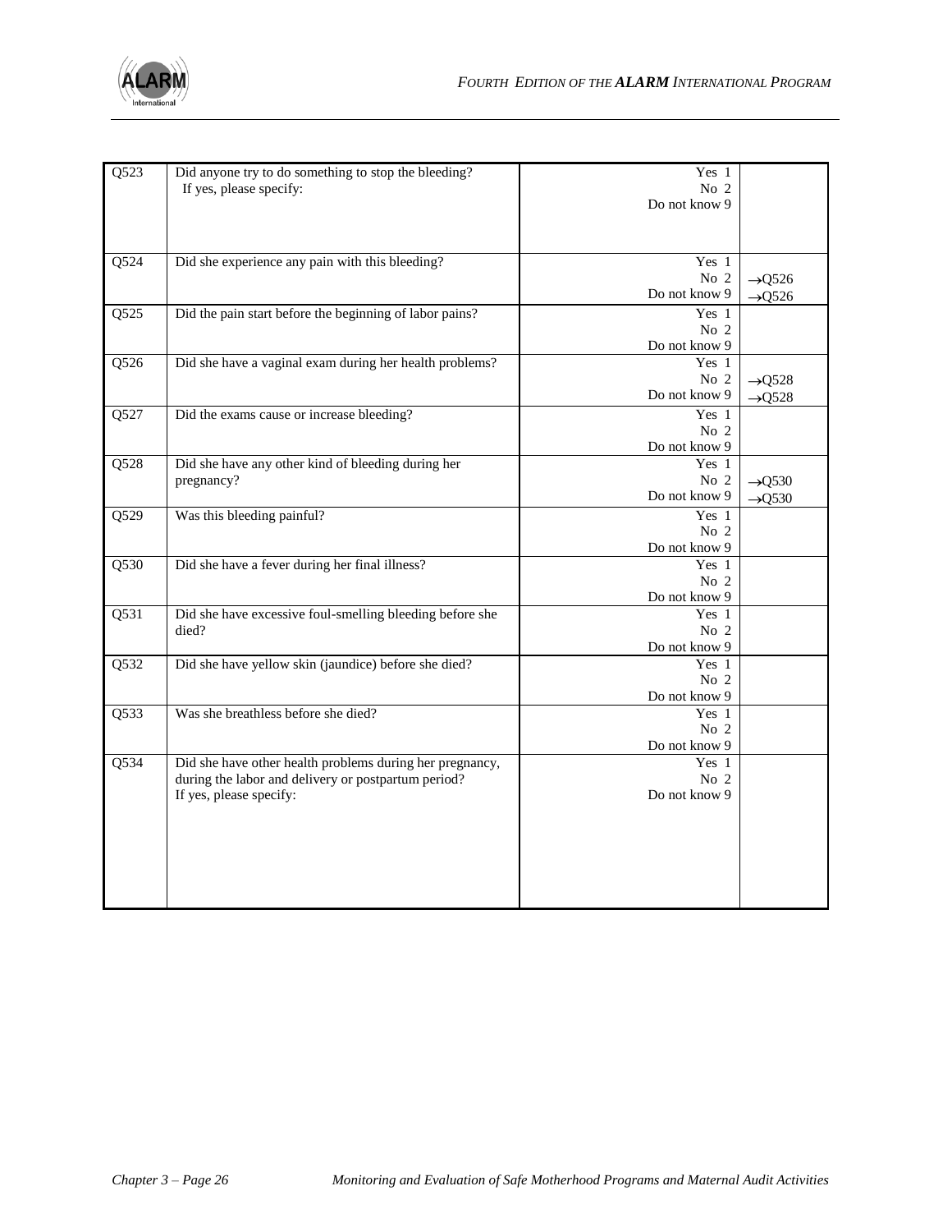| | | | |
|---|---|---|---|
| Q523 | Did anyone try to do something to stop the bleeding?<br>If yes, please specify: | Yes 1<br>No 2<br>Do not know 9 | |
| Q524 | Did she experience any pain with this bleeding? | Yes 1<br>No 2<br>Do not know 9 | <br>→Q526<br>→Q526 |
| Q525 | Did the pain start before the beginning of labor pains? | Yes 1<br>No 2<br>Do not know 9 | |
| Q526 | Did she have a vaginal exam during her health problems? | Yes 1<br>No 2<br>Do not know 9 | <br>→Q528<br>→Q528 |
| Q527 | Did the exams cause or increase bleeding? | Yes 1<br>No 2<br>Do not know 9 | |
| Q528 | Did she have any other kind of bleeding during her pregnancy? | Yes 1<br>No 2<br>Do not know 9 | <br>→Q530<br>→Q530 |
| Q529 | Was this bleeding painful? | Yes 1<br>No 2<br>Do not know 9 | |
| Q530 | Did she have a fever during her final illness? | Yes 1<br>No 2<br>Do not know 9 | |
| Q531 | Did she have excessive foul-smelling bleeding before she died? | Yes 1<br>No 2<br>Do not know 9 | |
| Q532 | Did she have yellow skin (jaundice) before she died? | Yes 1<br>No 2<br>Do not know 9 | |
| Q533 | Was she breathless before she died? | Yes 1<br>No 2<br>Do not know 9 | |
| Q534 | Did she have other health problems during her pregnancy, during the labor and delivery or postpartum period?<br>If yes, please specify: | Yes 1<br>No 2<br>Do not know 9 | |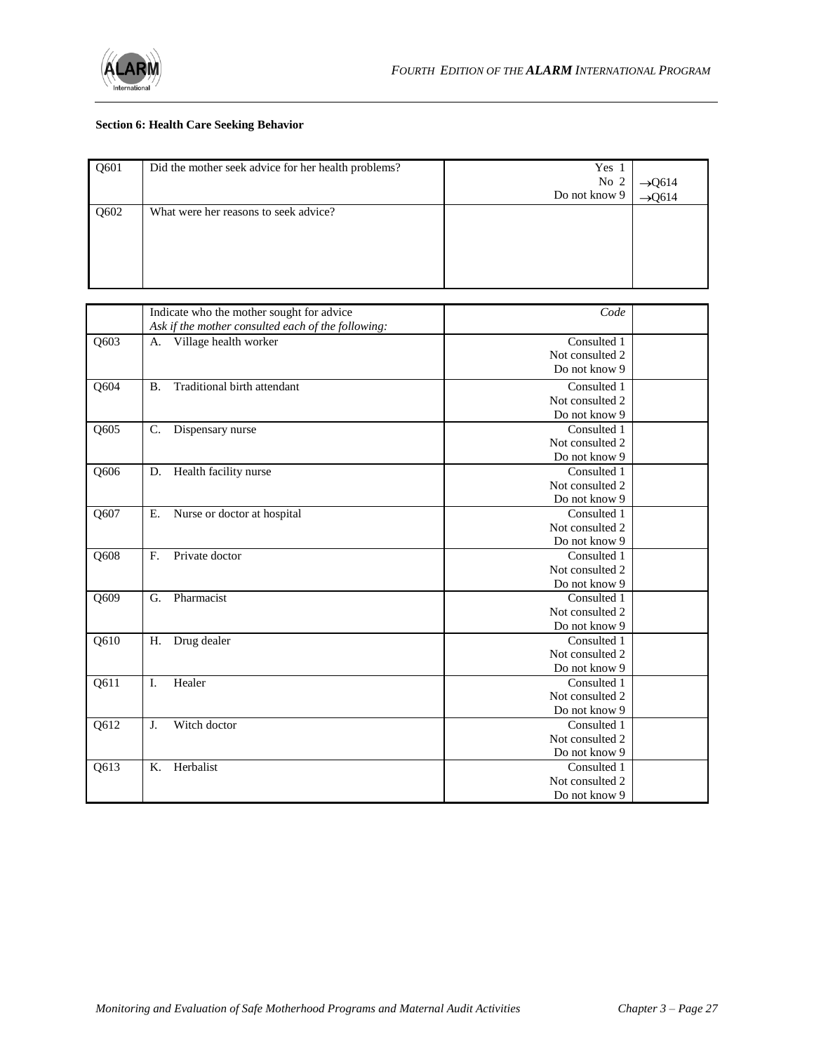**Section 6: Health Care Seeking Behavior**

| | | | |
|---|---|---|---|
| Q601 | Did the mother seek advice for her health problems? | Yes 1<br>No 2<br>Do not know 9 | <br>→Q614<br>→Q614 |
| Q602 | What were her reasons to seek advice? | | |

| | Indicate who the mother sought for advice<br>*Ask if the mother consulted each of the following:* | *Code* | |
|---|---|---|---|
| Q603 | A. Village health worker | Consulted 1<br>Not consulted 2<br>Do not know 9 | |
| Q604 | B. Traditional birth attendant | Consulted 1<br>Not consulted 2<br>Do not know 9 | |
| Q605 | C. Dispensary nurse | Consulted 1<br>Not consulted 2<br>Do not know 9 | |
| Q606 | D. Health facility nurse | Consulted 1<br>Not consulted 2<br>Do not know 9 | |
| Q607 | E. Nurse or doctor at hospital | Consulted 1<br>Not consulted 2<br>Do not know 9 | |
| Q608 | F. Private doctor | Consulted 1<br>Not consulted 2<br>Do not know 9 | |
| Q609 | G. Pharmacist | Consulted 1<br>Not consulted 2<br>Do not know 9 | |
| Q610 | H. Drug dealer | Consulted 1<br>Not consulted 2<br>Do not know 9 | |
| Q611 | I. Healer | Consulted 1<br>Not consulted 2<br>Do not know 9 | |
| Q612 | J. Witch doctor | Consulted 1<br>Not consulted 2<br>Do not know 9 | |
| Q613 | K. Herbalist | Consulted 1<br>Not consulted 2<br>Do not know 9 | |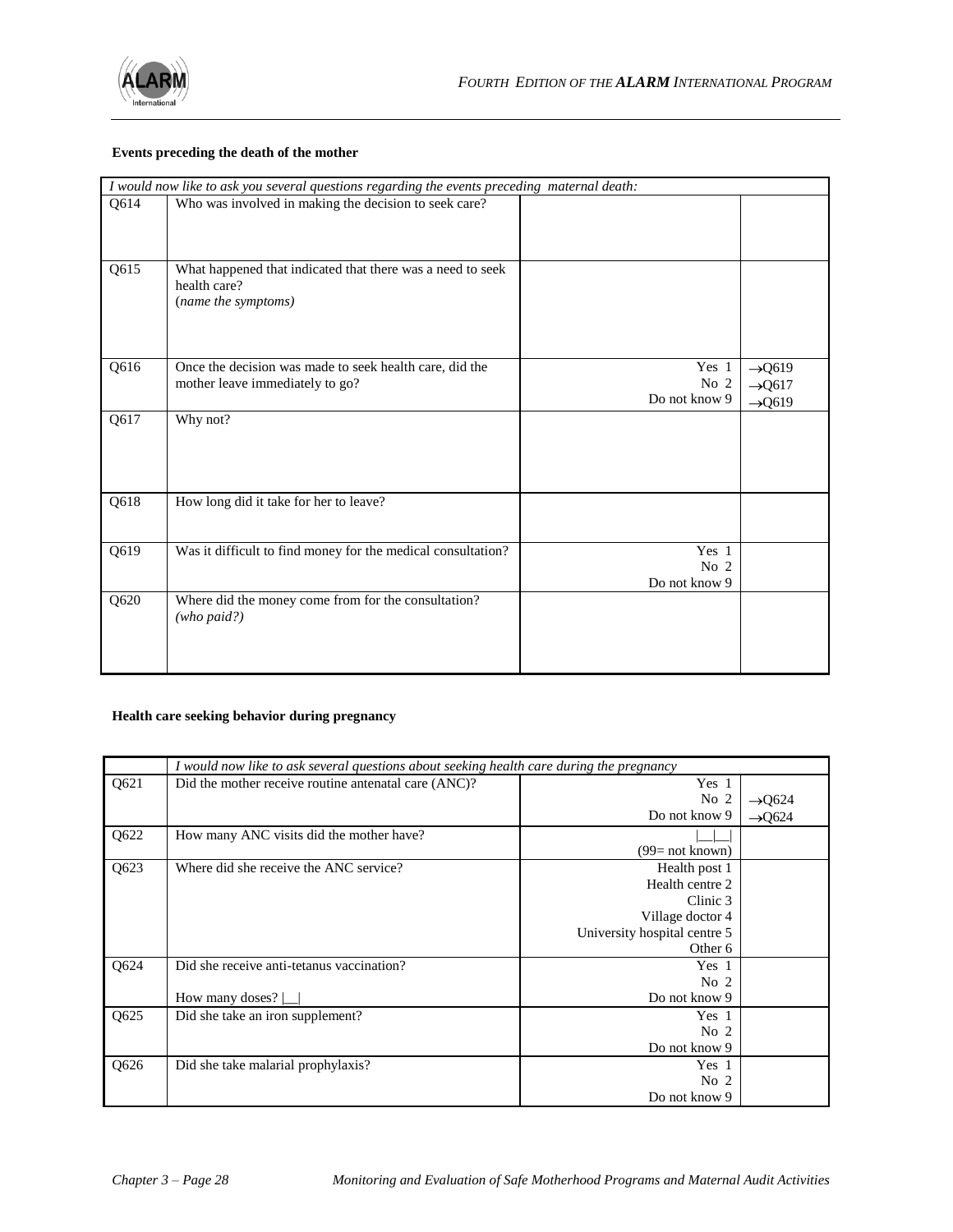**Events preceding the death of the mother**

| *I would now like to ask you several questions regarding the events preceding maternal death:* | | | |
|---|---|---|---|
| Q614 | Who was involved in making the decision to seek care? | | |
| Q615 | What happened that indicated that there was a need to seek health care?<br>(*name the symptoms*) | | |
| Q616 | Once the decision was made to seek health care, did the mother leave immediately to go? | Yes 1<br>No 2<br>Do not know 9 | →Q619<br>→Q617<br>→Q619 |
| Q617 | Why not? | | |
| Q618 | How long did it take for her to leave? | | |
| Q619 | Was it difficult to find money for the medical consultation? | Yes 1<br>No 2<br>Do not know 9 | |
| Q620 | Where did the money come from for the consultation?<br>*(who paid?)* | | |

**Health care seeking behavior during pregnancy**

| | *I would now like to ask several questions about seeking health care during the pregnancy* | | |
|---|---|---|---|
| Q621 | Did the mother receive routine antenatal care (ANC)? | Yes 1<br>No 2<br>Do not know 9 | <br>→Q624<br>→Q624 |
| Q622 | How many ANC visits did the mother have? | \|__\|__\|<br>(99= not known) | |
| Q623 | Where did she receive the ANC service? | Health post 1<br>Health centre 2<br>Clinic 3<br>Village doctor 4<br>University hospital centre 5<br>Other 6 | |
| Q624 | Did she receive anti-tetanus vaccination?<br><br>How many doses? \|__\| | Yes 1<br>No 2<br>Do not know 9 | |
| Q625 | Did she take an iron supplement? | Yes 1<br>No 2<br>Do not know 9 | |
| Q626 | Did she take malarial prophylaxis? | Yes 1<br>No 2<br>Do not know 9 | |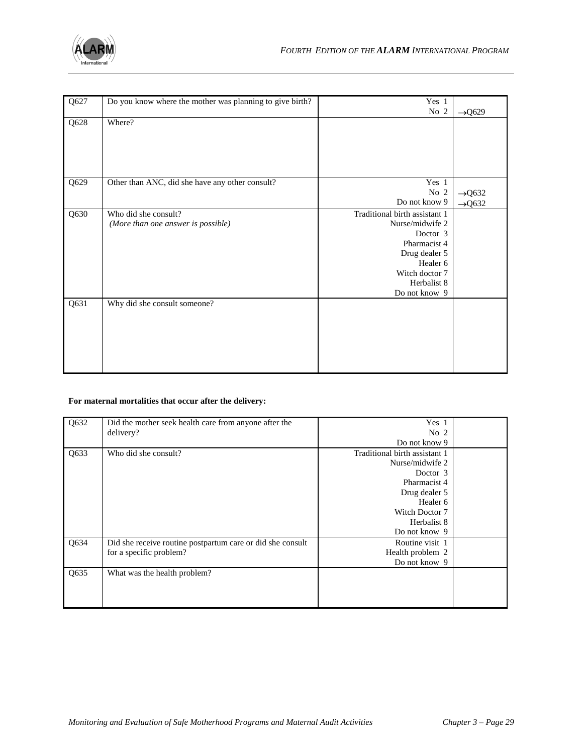| | | | |
|---|---|---|---|
| Q627 | Do you know where the mother was planning to give birth? | Yes 1<br>No 2 | <br>→Q629 |
| Q628 | Where? | | |
| Q629 | Other than ANC, did she have any other consult? | Yes 1<br>No 2<br>Do not know 9 | <br>→Q632<br>→Q632 |
| Q630 | Who did she consult?<br>*(More than one answer is possible)* | Traditional birth assistant 1<br>Nurse/midwife 2<br>Doctor 3<br>Pharmacist 4<br>Drug dealer 5<br>Healer 6<br>Witch doctor 7<br>Herbalist 8<br>Do not know 9 | |
| Q631 | Why did she consult someone? | | |

**For maternal mortalities that occur after the delivery:**

| | | | |
|---|---|---|---|
| Q632 | Did the mother seek health care from anyone after the delivery? | Yes 1<br>No 2<br>Do not know 9 | |
| Q633 | Who did she consult? | Traditional birth assistant 1<br>Nurse/midwife 2<br>Doctor 3<br>Pharmacist 4<br>Drug dealer 5<br>Healer 6<br>Witch Doctor 7<br>Herbalist 8<br>Do not know 9 | |
| Q634 | Did she receive routine postpartum care or did she consult for a specific problem? | Routine visit 1<br>Health problem 2<br>Do not know 9 | |
| Q635 | What was the health problem? | | |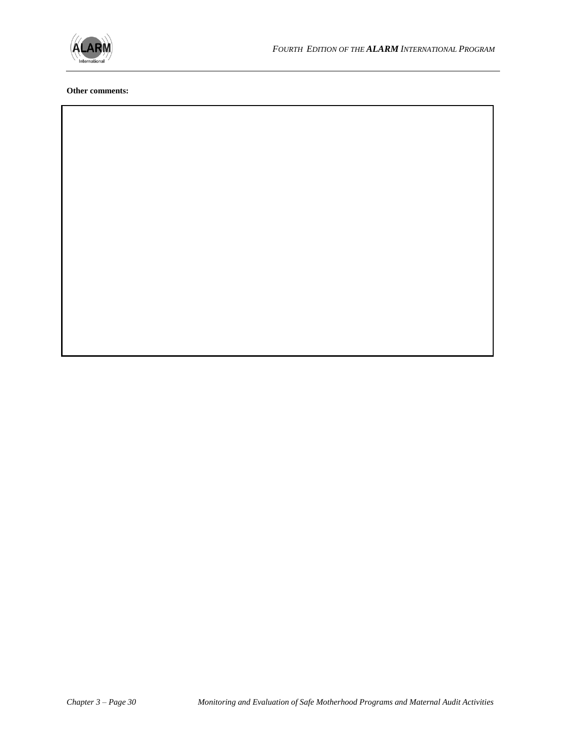**Other comments:**

| |
|---|
| |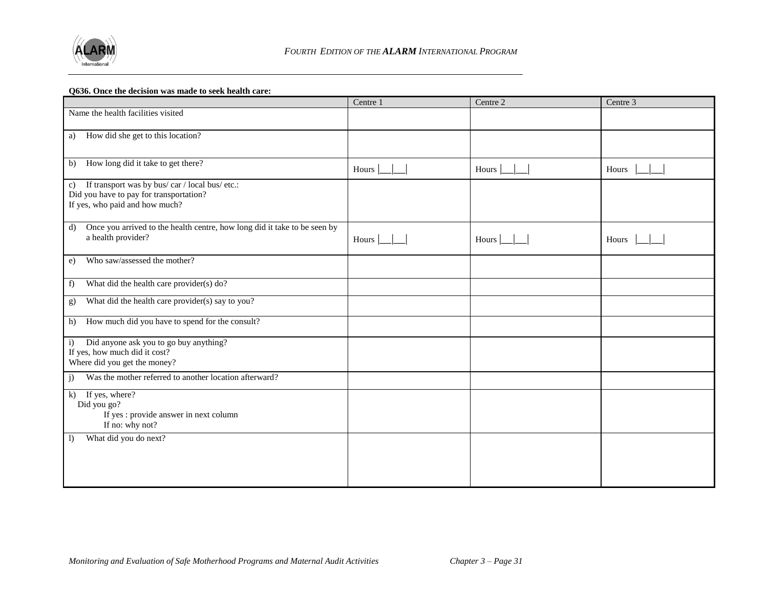**Q636. Once the decision was made to seek health care:**

| | Centre 1 | Centre 2 | Centre 3 |
|---|---|---|---|
| Name the health facilities visited | | | |
| a) How did she get to this location? | | | |
| b) How long did it take to get there? | Hours \|__\|__\| | Hours \|__\|__\| | Hours \|__\|__\| |
| c) If transport was by bus/ car / local bus/ etc.:<br>Did you have to pay for transportation?<br>If yes, who paid and how much? | | | |
| d) Once you arrived to the health centre, how long did it take to be seen by a health provider? | Hours \|__\|__\| | Hours \|__\|__\| | Hours \|__\|__\| |
| e) Who saw/assessed the mother? | | | |
| f) What did the health care provider(s) do? | | | |
| g) What did the health care provider(s) say to you? | | | |
| h) How much did you have to spend for the consult? | | | |
| i) Did anyone ask you to go buy anything?<br>If yes, how much did it cost?<br>Where did you get the money? | | | |
| j) Was the mother referred to another location afterward? | | | |
| k) If yes, where?<br>Did you go?<br>If yes : provide answer in next column<br>If no: why not? | | | |
| l) What did you do next? | | | |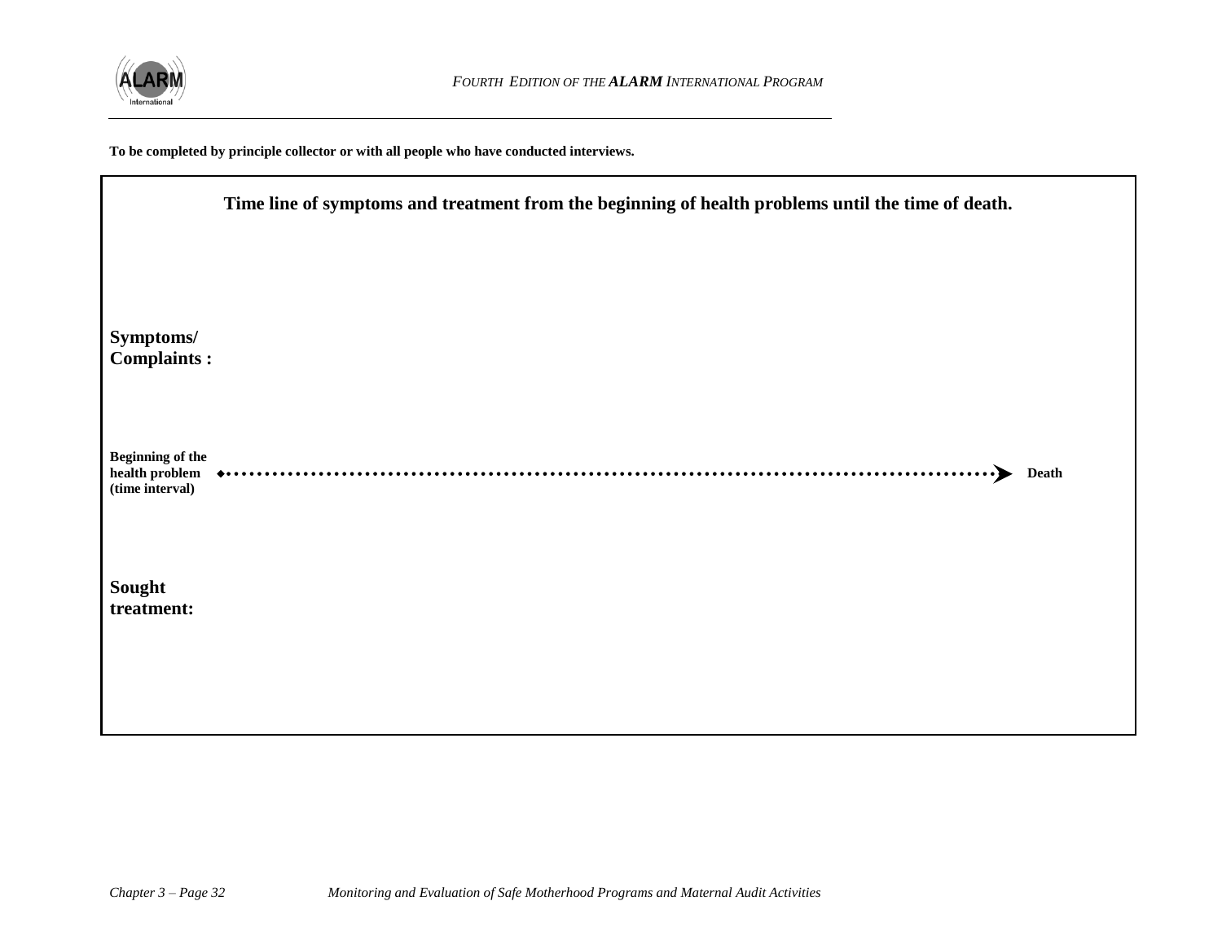**To be completed by principle collector or with all people who have conducted interviews.**

## Time line of symptoms and treatment from the beginning of health problems until the time of death.

**Symptoms/ Complaints :**

**Beginning of the health problem (time interval)** ◆·······································································➤ **Death**

**Sought treatment:**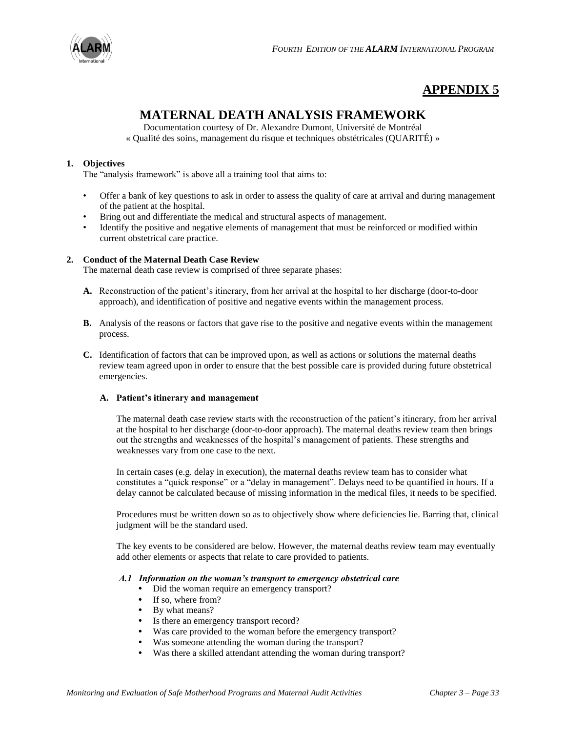# APPENDIX 5

## MATERNAL DEATH ANALYSIS FRAMEWORK

Documentation courtesy of Dr. Alexandre Dumont, Université de Montréal
« Qualité des soins, management du risque et techniques obstétricales (QUARITÉ) »

**1. Objectives**

The "analysis framework" is above all a training tool that aims to:

- Offer a bank of key questions to ask in order to assess the quality of care at arrival and during management of the patient at the hospital.
- Bring out and differentiate the medical and structural aspects of management.
- Identify the positive and negative elements of management that must be reinforced or modified within current obstetrical care practice.

**2. Conduct of the Maternal Death Case Review**

The maternal death case review is comprised of three separate phases:

**A.** Reconstruction of the patient's itinerary, from her arrival at the hospital to her discharge (door-to-door approach), and identification of positive and negative events within the management process.

**B.** Analysis of the reasons or factors that gave rise to the positive and negative events within the management process.

**C.** Identification of factors that can be improved upon, as well as actions or solutions the maternal deaths review team agreed upon in order to ensure that the best possible care is provided during future obstetrical emergencies.

### A. Patient's itinerary and management

The maternal death case review starts with the reconstruction of the patient's itinerary, from her arrival at the hospital to her discharge (door-to-door approach). The maternal deaths review team then brings out the strengths and weaknesses of the hospital's management of patients. These strengths and weaknesses vary from one case to the next.

In certain cases (e.g. delay in execution), the maternal deaths review team has to consider what constitutes a "quick response" or a "delay in management". Delays need to be quantified in hours. If a delay cannot be calculated because of missing information in the medical files, it needs to be specified.

Procedures must be written down so as to objectively show where deficiencies lie. Barring that, clinical judgment will be the standard used.

The key events to be considered are below. However, the maternal deaths review team may eventually add other elements or aspects that relate to care provided to patients.

#### *A.1 Information on the woman's transport to emergency obstetrical care*

- Did the woman require an emergency transport?
- If so, where from?
- By what means?
- Is there an emergency transport record?
- Was care provided to the woman before the emergency transport?
- Was someone attending the woman during the transport?
- Was there a skilled attendant attending the woman during transport?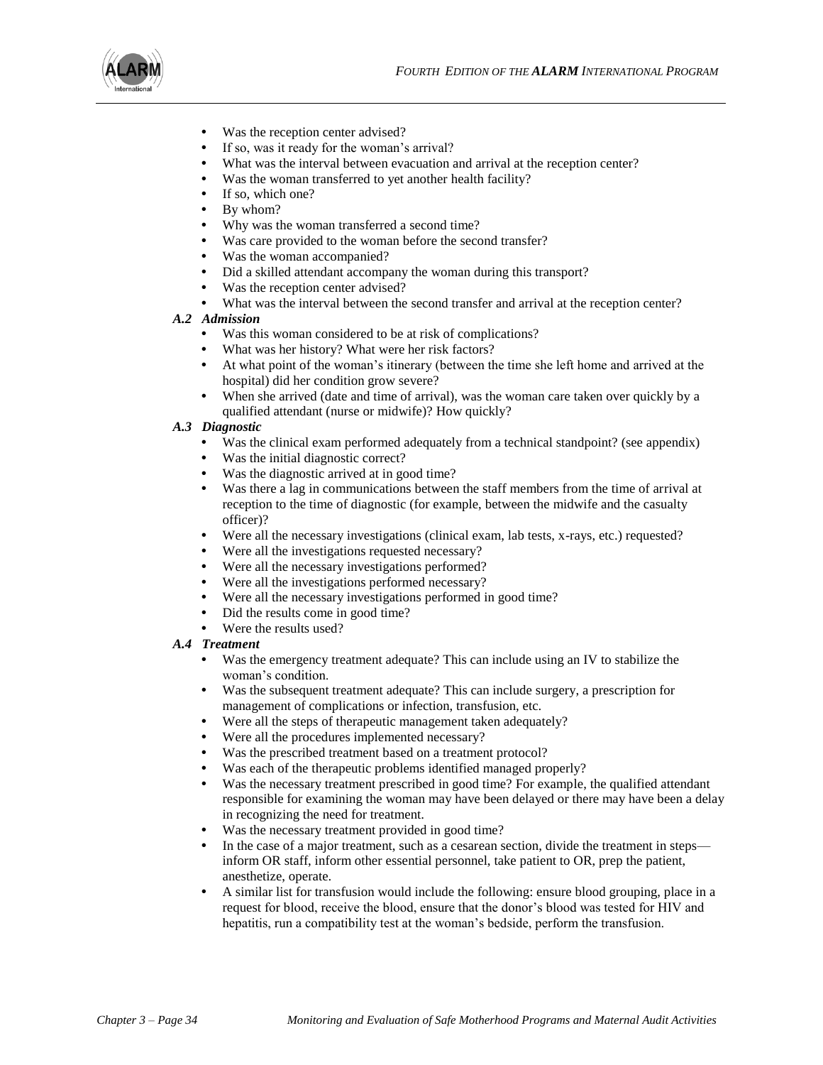- Was the reception center advised?
- If so, was it ready for the woman's arrival?
- What was the interval between evacuation and arrival at the reception center?
- Was the woman transferred to yet another health facility?
- If so, which one?
- By whom?
- Why was the woman transferred a second time?
- Was care provided to the woman before the second transfer?
- Was the woman accompanied?
- Did a skilled attendant accompany the woman during this transport?
- Was the reception center advised?
- What was the interval between the second transfer and arrival at the reception center?

### *A.2 Admission*

- Was this woman considered to be at risk of complications?
- What was her history? What were her risk factors?
- At what point of the woman's itinerary (between the time she left home and arrived at the hospital) did her condition grow severe?
- When she arrived (date and time of arrival), was the woman care taken over quickly by a qualified attendant (nurse or midwife)? How quickly?

### *A.3 Diagnostic*

- Was the clinical exam performed adequately from a technical standpoint? (see appendix)
- Was the initial diagnostic correct?
- Was the diagnostic arrived at in good time?
- Was there a lag in communications between the staff members from the time of arrival at reception to the time of diagnostic (for example, between the midwife and the casualty officer)?
- Were all the necessary investigations (clinical exam, lab tests, x-rays, etc.) requested?
- Were all the investigations requested necessary?
- Were all the necessary investigations performed?
- Were all the investigations performed necessary?
- Were all the necessary investigations performed in good time?
- Did the results come in good time?
- Were the results used?

### *A.4 Treatment*

- Was the emergency treatment adequate? This can include using an IV to stabilize the woman's condition.
- Was the subsequent treatment adequate? This can include surgery, a prescription for management of complications or infection, transfusion, etc.
- Were all the steps of therapeutic management taken adequately?
- Were all the procedures implemented necessary?
- Was the prescribed treatment based on a treatment protocol?
- Was each of the therapeutic problems identified managed properly?
- Was the necessary treatment prescribed in good time? For example, the qualified attendant responsible for examining the woman may have been delayed or there may have been a delay in recognizing the need for treatment.
- Was the necessary treatment provided in good time?
- In the case of a major treatment, such as a cesarean section, divide the treatment in steps—inform OR staff, inform other essential personnel, take patient to OR, prep the patient, anesthetize, operate.
- A similar list for transfusion would include the following: ensure blood grouping, place in a request for blood, receive the blood, ensure that the donor's blood was tested for HIV and hepatitis, run a compatibility test at the woman's bedside, perform the transfusion.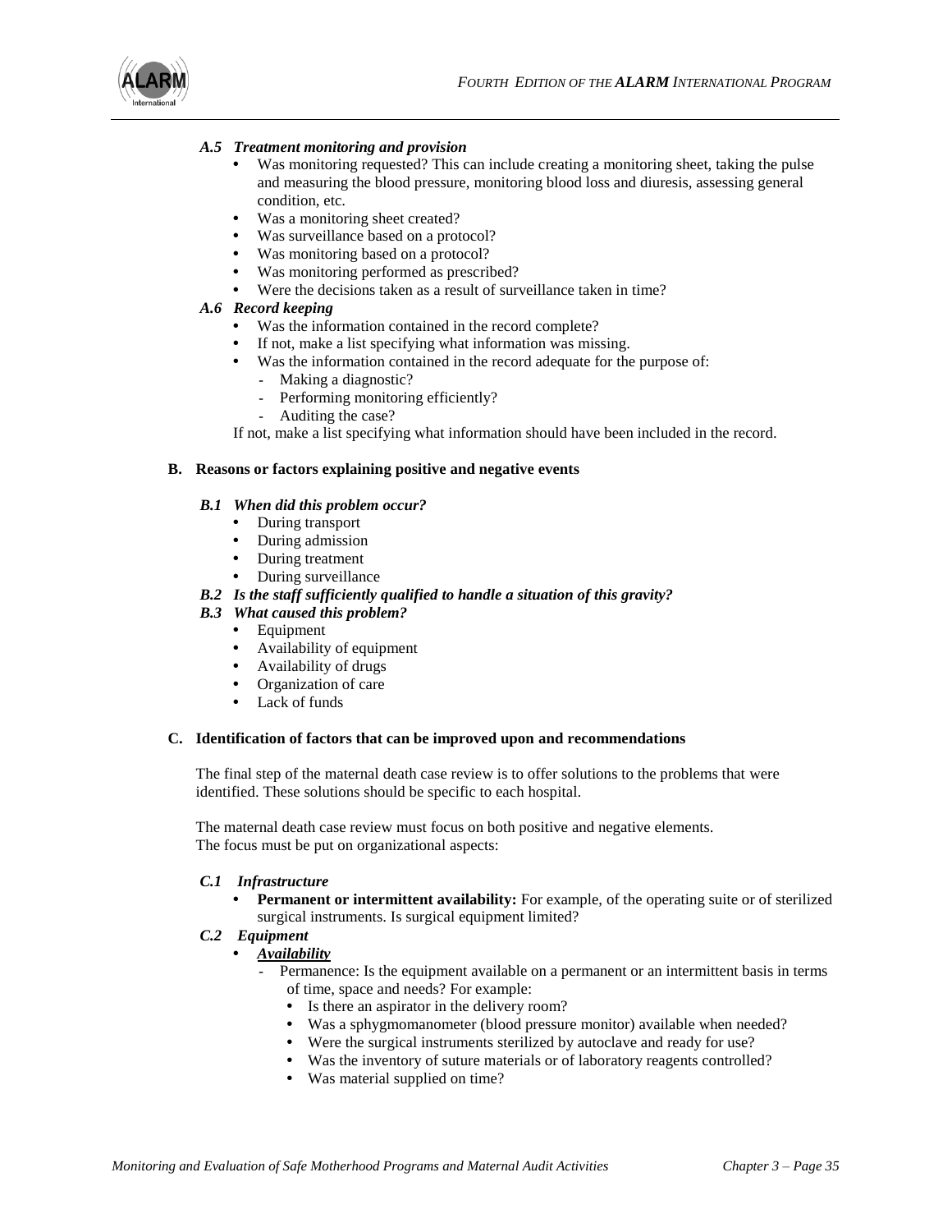### *A.5 Treatment monitoring and provision*

- Was monitoring requested? This can include creating a monitoring sheet, taking the pulse and measuring the blood pressure, monitoring blood loss and diuresis, assessing general condition, etc.
- Was a monitoring sheet created?
- Was surveillance based on a protocol?
- Was monitoring based on a protocol?
- Was monitoring performed as prescribed?
- Were the decisions taken as a result of surveillance taken in time?

### *A.6 Record keeping*

- Was the information contained in the record complete?
- If not, make a list specifying what information was missing.
- Was the information contained in the record adequate for the purpose of:
  - Making a diagnostic?
  - Performing monitoring efficiently?
  - Auditing the case?

If not, make a list specifying what information should have been included in the record.

## B. Reasons or factors explaining positive and negative events

### *B.1 When did this problem occur?*

- During transport
- During admission
- During treatment
- During surveillance

### *B.2 Is the staff sufficiently qualified to handle a situation of this gravity?*

### *B.3 What caused this problem?*

- Equipment
- Availability of equipment
- Availability of drugs
- Organization of care
- Lack of funds

## C. Identification of factors that can be improved upon and recommendations

The final step of the maternal death case review is to offer solutions to the problems that were identified. These solutions should be specific to each hospital.

The maternal death case review must focus on both positive and negative elements. The focus must be put on organizational aspects:

### *C.1 Infrastructure*

- **Permanent or intermittent availability:** For example, of the operating suite or of sterilized surgical instruments. Is surgical equipment limited?

### *C.2 Equipment*

- ***Availability***
  - Permanence: Is the equipment available on a permanent or an intermittent basis in terms of time, space and needs? For example:
    - Is there an aspirator in the delivery room?
    - Was a sphygmomanometer (blood pressure monitor) available when needed?
    - Were the surgical instruments sterilized by autoclave and ready for use?
    - Was the inventory of suture materials or of laboratory reagents controlled?
    - Was material supplied on time?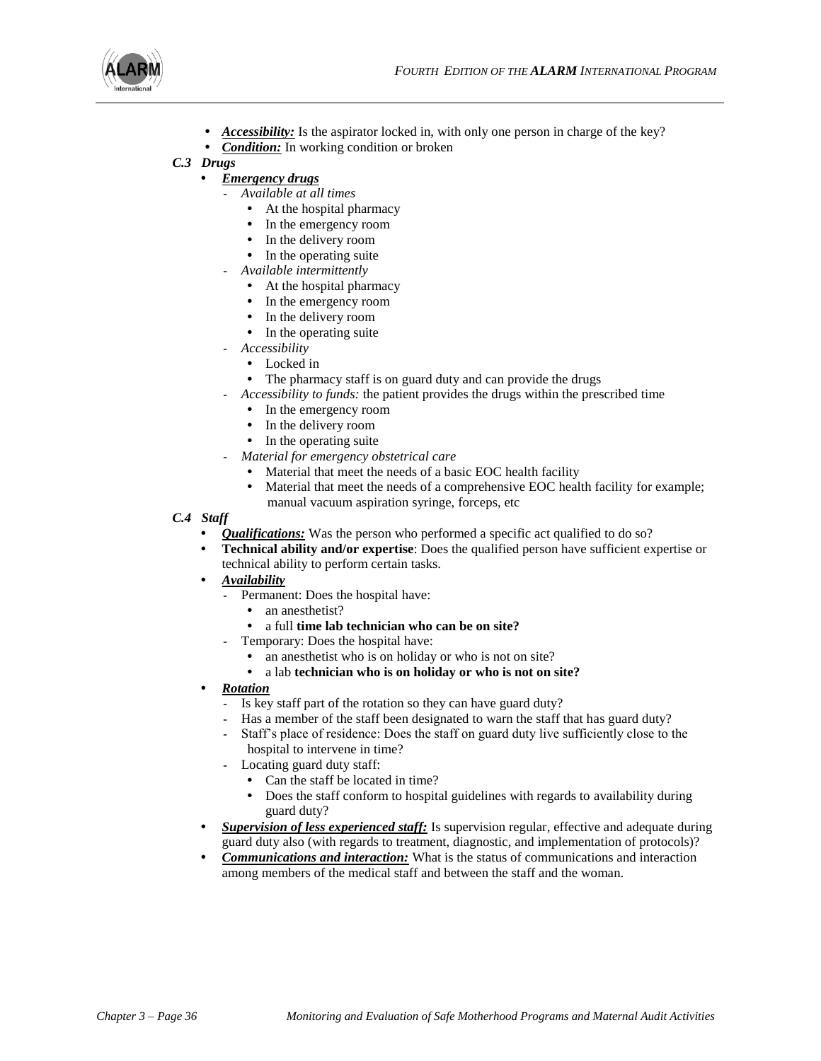- ***Accessibility:*** Is the aspirator locked in, with only one person in charge of the key?
- ***Condition:*** In working condition or broken

### *C.3 Drugs*

- ***Emergency drugs***
  - *Available at all times*
    - At the hospital pharmacy
    - In the emergency room
    - In the delivery room
    - In the operating suite
  - *Available intermittently*
    - At the hospital pharmacy
    - In the emergency room
    - In the delivery room
    - In the operating suite
  - *Accessibility*
    - Locked in
    - The pharmacy staff is on guard duty and can provide the drugs
  - *Accessibility to funds:* the patient provides the drugs within the prescribed time
    - In the emergency room
    - In the delivery room
    - In the operating suite
  - *Material for emergency obstetrical care*
    - Material that meet the needs of a basic EOC health facility
    - Material that meet the needs of a comprehensive EOC health facility for example; manual vacuum aspiration syringe, forceps, etc

### *C.4 Staff*

- ***Qualifications:*** Was the person who performed a specific act qualified to do so?
- **Technical ability and/or expertise**: Does the qualified person have sufficient expertise or technical ability to perform certain tasks.
- ***Availability***
  - Permanent: Does the hospital have:
    - an anesthetist?
    - a full **time lab technician who can be on site?**
  - Temporary: Does the hospital have:
    - an anesthetist who is on holiday or who is not on site?
    - a lab **technician who is on holiday or who is not on site?**
- ***Rotation***
  - Is key staff part of the rotation so they can have guard duty?
  - Has a member of the staff been designated to warn the staff that has guard duty?
  - Staff's place of residence: Does the staff on guard duty live sufficiently close to the hospital to intervene in time?
  - Locating guard duty staff:
    - Can the staff be located in time?
    - Does the staff conform to hospital guidelines with regards to availability during guard duty?
- ***Supervision of less experienced staff:*** Is supervision regular, effective and adequate during guard duty also (with regards to treatment, diagnostic, and implementation of protocols)?
- ***Communications and interaction:*** What is the status of communications and interaction among members of the medical staff and between the staff and the woman.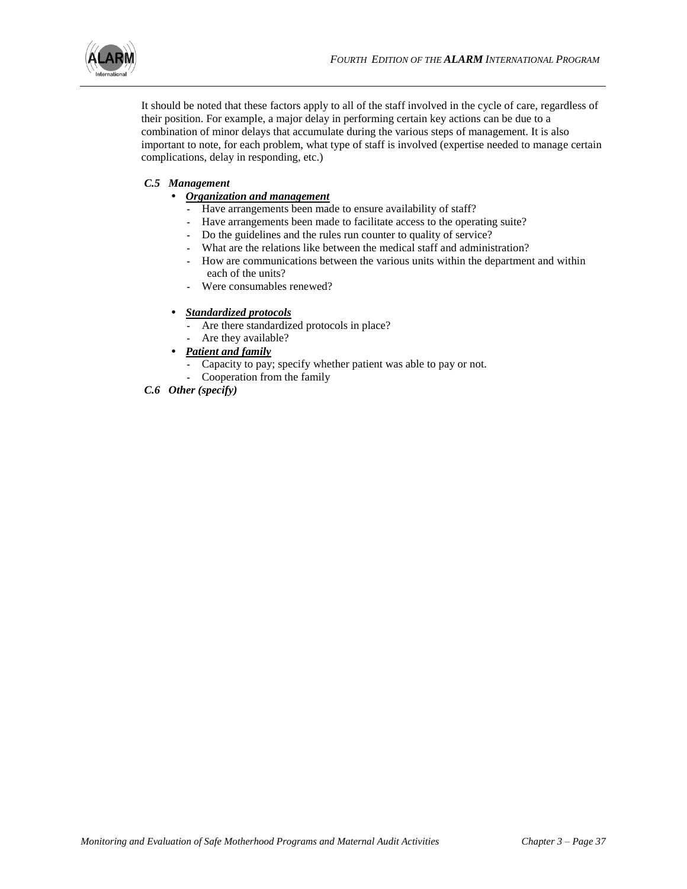It should be noted that these factors apply to all of the staff involved in the cycle of care, regardless of their position. For example, a major delay in performing certain key actions can be due to a combination of minor delays that accumulate during the various steps of management. It is also important to note, for each problem, what type of staff is involved (expertise needed to manage certain complications, delay in responding, etc.)

***C.5 Management***

- ***Organization and management***
  - Have arrangements been made to ensure availability of staff?
  - Have arrangements been made to facilitate access to the operating suite?
  - Do the guidelines and the rules run counter to quality of service?
  - What are the relations like between the medical staff and administration?
  - How are communications between the various units within the department and within each of the units?
  - Were consumables renewed?

- ***Standardized protocols***
  - Are there standardized protocols in place?
  - Are they available?
- ***Patient and family***
  - Capacity to pay; specify whether patient was able to pay or not.
  - Cooperation from the family

***C.6 Other (specify)***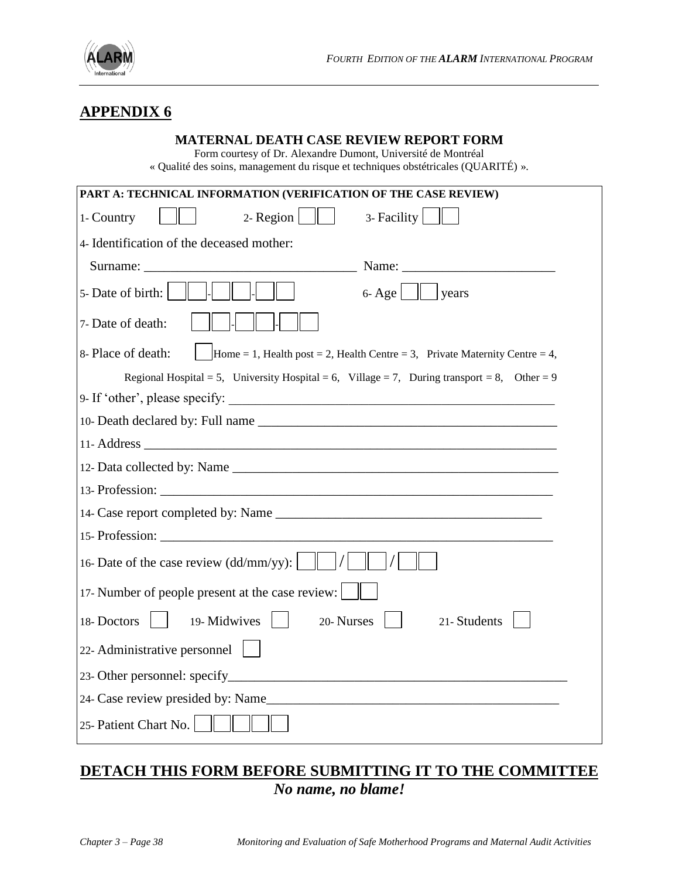# APPENDIX 6

**MATERNAL DEATH CASE REVIEW REPORT FORM**

Form courtesy of Dr. Alexandre Dumont, Université de Montréal
« Qualité des soins, management du risque et techniques obstétricales (QUARITÉ) ».

**PART A: TECHNICAL INFORMATION (VERIFICATION OF THE CASE REVIEW)**

1- Country [ ][ ]   2- Region [ ][ ]   3- Facility [ ][ ]

4- Identification of the deceased mother:

Surname: ________________________________ Name: ______________________

5- Date of birth: [ ][ ]-[ ][ ]-[ ][ ]   6- Age [ ][ ] years

7- Date of death: [ ][ ]-[ ][ ]-[ ][ ]

8- Place of death: [ ] Home = 1, Health post = 2, Health Centre = 3, Private Maternity Centre = 4, Regional Hospital = 5, University Hospital = 6, Village = 7, During transport = 8, Other = 9

9- If 'other', please specify: ______________________________________________

10- Death declared by: Full name ___________________________________________

11- Address ______________________________________________________________

12- Data collected by: Name ________________________________________________

13- Profession: ____________________________________________________________

14- Case report completed by: Name __________________________________________

15- Profession: ____________________________________________________________

16- Date of the case review (dd/mm/yy): [ ][ ] / [ ][ ] / [ ][ ]

17- Number of people present at the case review: [ ][ ]

18- Doctors [ ]   19- Midwives [ ]   20- Nurses [ ]   21- Students [ ]

22- Administrative personnel [ ]

23- Other personnel: specify________________________________________________

24- Case review presided by: Name___________________________________________

25- Patient Chart No. [ ][ ][ ][ ][ ]

## DETACH THIS FORM BEFORE SUBMITTING IT TO THE COMMITTEE

***No name, no blame!***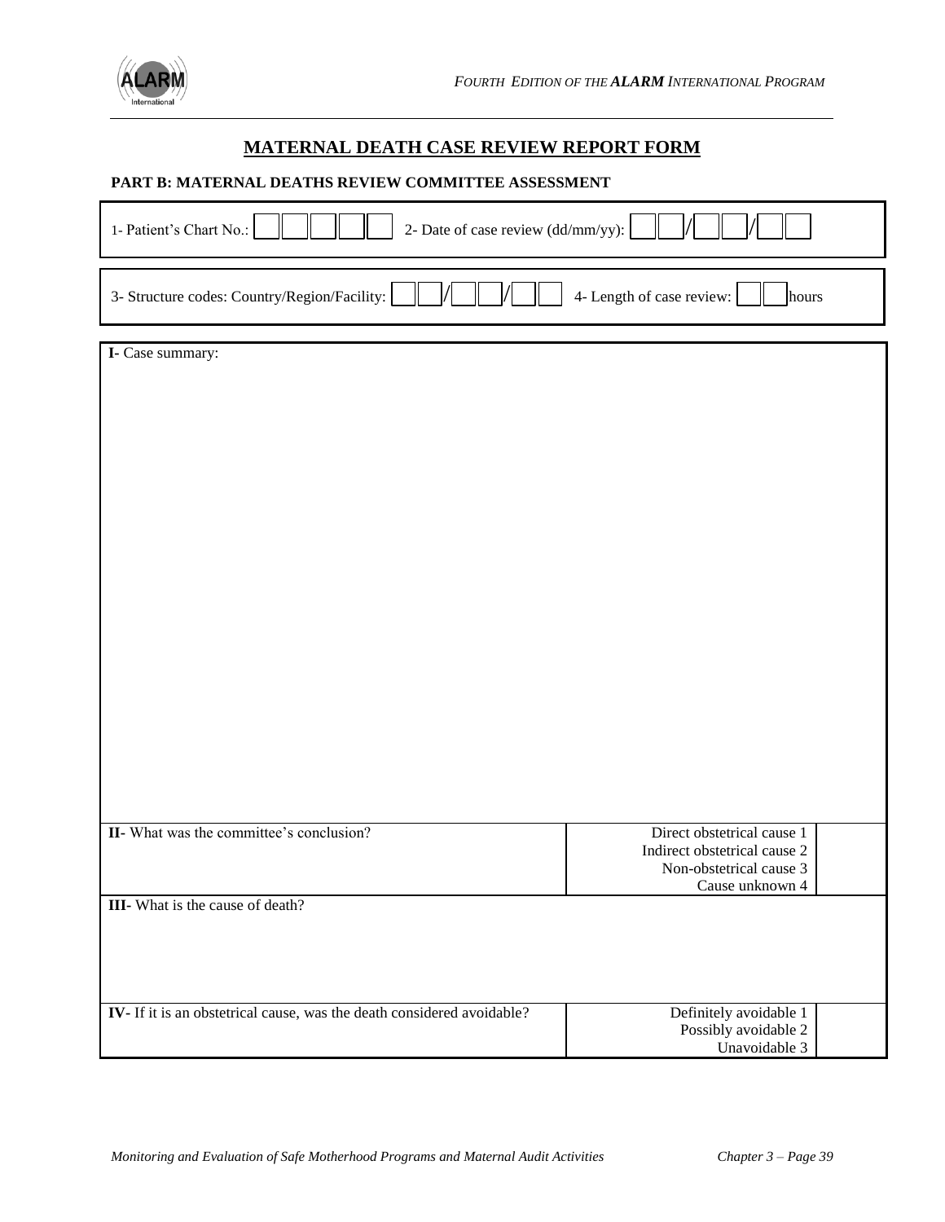# MATERNAL DEATH CASE REVIEW REPORT FORM

## PART B: MATERNAL DEATHS REVIEW COMMITTEE ASSESSMENT

1- Patient's Chart No.: | | | | | | 2- Date of case review (dd/mm/yy): | | |/| | |/| | |

3- Structure codes: Country/Region/Facility: | | |/| | |/| | | 4- Length of case review: | | | hours

**I-** Case summary:

| | | |
|---|---|---|
| **II-** What was the committee's conclusion? | Direct obstetrical cause 1<br>Indirect obstetrical cause 2<br>Non-obstetrical cause 3<br>Cause unknown 4 | |
| **III-** What is the cause of death? | | |
| **IV-** If it is an obstetrical cause, was the death considered avoidable? | Definitely avoidable 1<br>Possibly avoidable 2<br>Unavoidable 3 | |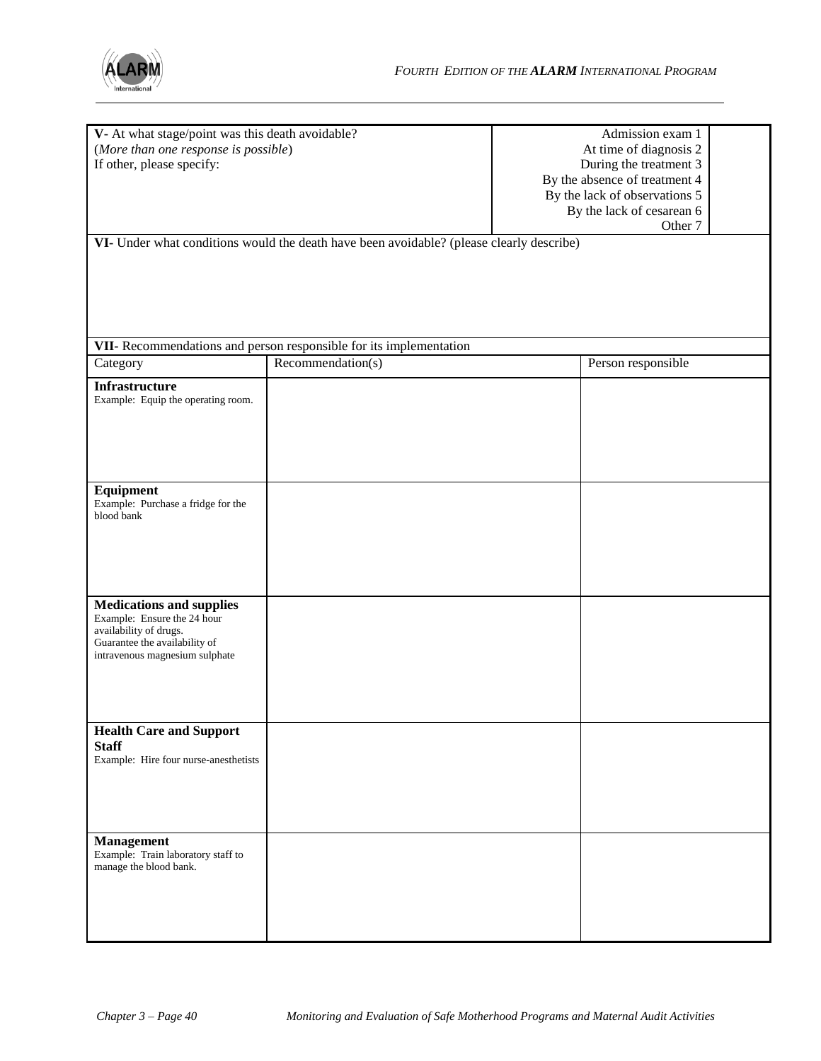| V- At what stage/point was this death avoidable?<br>(*More than one response is possible*)<br>If other, please specify: | Admission exam 1<br>At time of diagnosis 2<br>During the treatment 3<br>By the absence of treatment 4<br>By the lack of observations 5<br>By the lack of cesarean 6<br>Other 7 | |
|---|---|---|

**VI-** Under what conditions would the death have been avoidable? (please clearly describe)

**VII-** Recommendations and person responsible for its implementation

| Category | Recommendation(s) | Person responsible |
|---|---|---|
| **Infrastructure**<br>Example: Equip the operating room. | | |
| **Equipment**<br>Example: Purchase a fridge for the blood bank | | |
| **Medications and supplies**<br>Example: Ensure the 24 hour availability of drugs.<br>Guarantee the availability of intravenous magnesium sulphate | | |
| **Health Care and Support Staff**<br>Example: Hire four nurse-anesthetists | | |
| **Management**<br>Example: Train laboratory staff to manage the blood bank. | | |